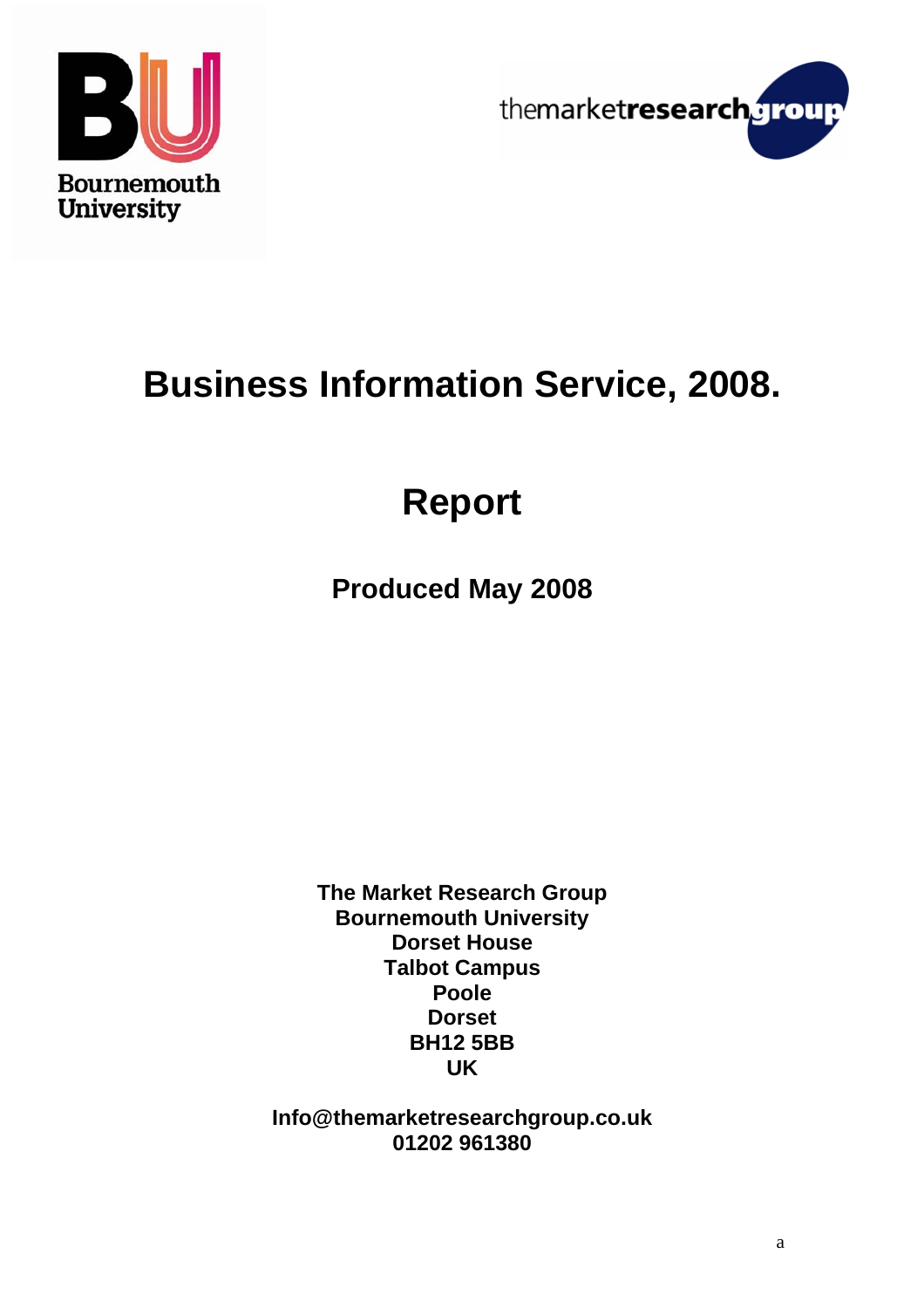Bournemouth University

themarketresearchgroup

# Business Information Service, 2008.

# Report

### Produced May 2008

**The Market Research Group**
**Bournemouth University**
**Dorset House**
**Talbot Campus**
**Poole**
**Dorset**
**BH12 5BB**
**UK**

**Info@themarketresearchgroup.co.uk**
**01202 961380**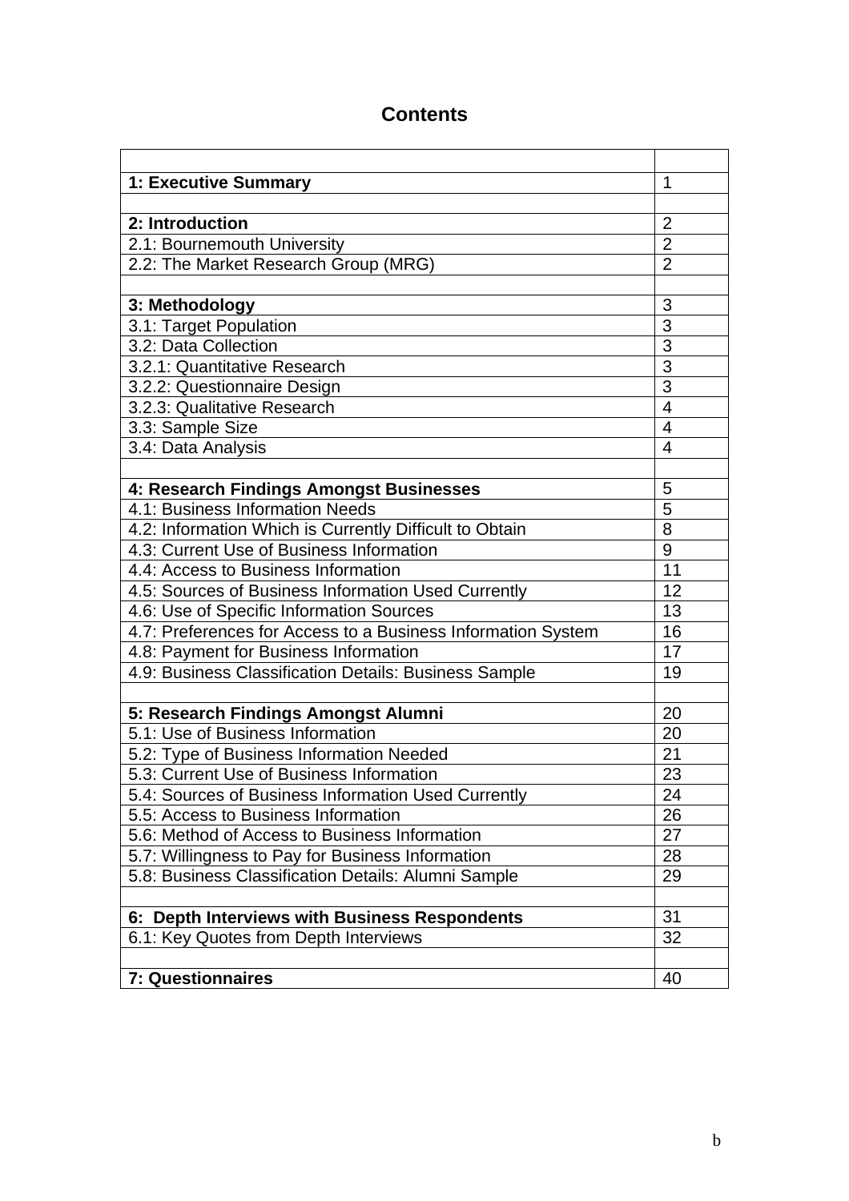# Contents

| | |
|---|---|
| **1: Executive Summary** | 1 |
| | |
| **2: Introduction** | 2 |
| 2.1: Bournemouth University | 2 |
| 2.2: The Market Research Group (MRG) | 2 |
| | |
| **3: Methodology** | 3 |
| 3.1: Target Population | 3 |
| 3.2: Data Collection | 3 |
| 3.2.1: Quantitative Research | 3 |
| 3.2.2: Questionnaire Design | 3 |
| 3.2.3: Qualitative Research | 4 |
| 3.3: Sample Size | 4 |
| 3.4: Data Analysis | 4 |
| | |
| **4: Research Findings Amongst Businesses** | 5 |
| 4.1: Business Information Needs | 5 |
| 4.2: Information Which is Currently Difficult to Obtain | 8 |
| 4.3: Current Use of Business Information | 9 |
| 4.4: Access to Business Information | 11 |
| 4.5: Sources of Business Information Used Currently | 12 |
| 4.6: Use of Specific Information Sources | 13 |
| 4.7: Preferences for Access to a Business Information System | 16 |
| 4.8: Payment for Business Information | 17 |
| 4.9: Business Classification Details: Business Sample | 19 |
| | |
| **5: Research Findings Amongst Alumni** | 20 |
| 5.1: Use of Business Information | 20 |
| 5.2: Type of Business Information Needed | 21 |
| 5.3: Current Use of Business Information | 23 |
| 5.4: Sources of Business Information Used Currently | 24 |
| 5.5: Access to Business Information | 26 |
| 5.6: Method of Access to Business Information | 27 |
| 5.7: Willingness to Pay for Business Information | 28 |
| 5.8: Business Classification Details: Alumni Sample | 29 |
| | |
| **6: Depth Interviews with Business Respondents** | 31 |
| 6.1: Key Quotes from Depth Interviews | 32 |
| | |
| **7: Questionnaires** | 40 |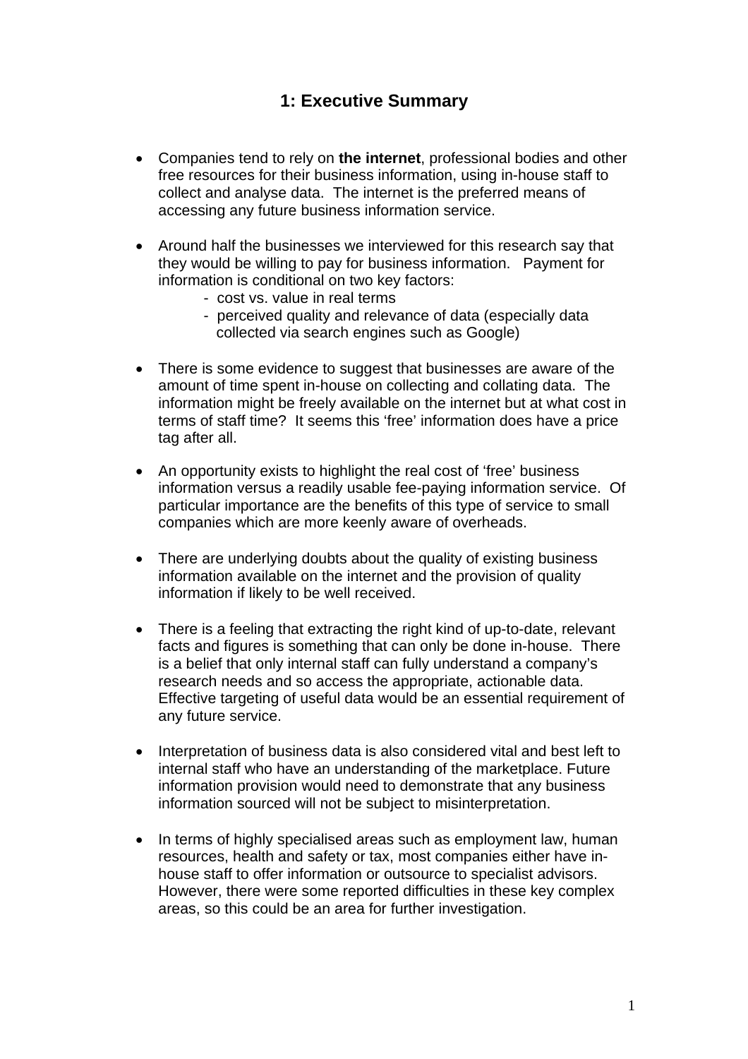## 1: Executive Summary

- Companies tend to rely on **the internet**, professional bodies and other free resources for their business information, using in-house staff to collect and analyse data. The internet is the preferred means of accessing any future business information service.

- Around half the businesses we interviewed for this research say that they would be willing to pay for business information. Payment for information is conditional on two key factors:
  - cost vs. value in real terms
  - perceived quality and relevance of data (especially data collected via search engines such as Google)

- There is some evidence to suggest that businesses are aware of the amount of time spent in-house on collecting and collating data. The information might be freely available on the internet but at what cost in terms of staff time? It seems this 'free' information does have a price tag after all.

- An opportunity exists to highlight the real cost of 'free' business information versus a readily usable fee-paying information service. Of particular importance are the benefits of this type of service to small companies which are more keenly aware of overheads.

- There are underlying doubts about the quality of existing business information available on the internet and the provision of quality information if likely to be well received.

- There is a feeling that extracting the right kind of up-to-date, relevant facts and figures is something that can only be done in-house. There is a belief that only internal staff can fully understand a company's research needs and so access the appropriate, actionable data. Effective targeting of useful data would be an essential requirement of any future service.

- Interpretation of business data is also considered vital and best left to internal staff who have an understanding of the marketplace. Future information provision would need to demonstrate that any business information sourced will not be subject to misinterpretation.

- In terms of highly specialised areas such as employment law, human resources, health and safety or tax, most companies either have in-house staff to offer information or outsource to specialist advisors. However, there were some reported difficulties in these key complex areas, so this could be an area for further investigation.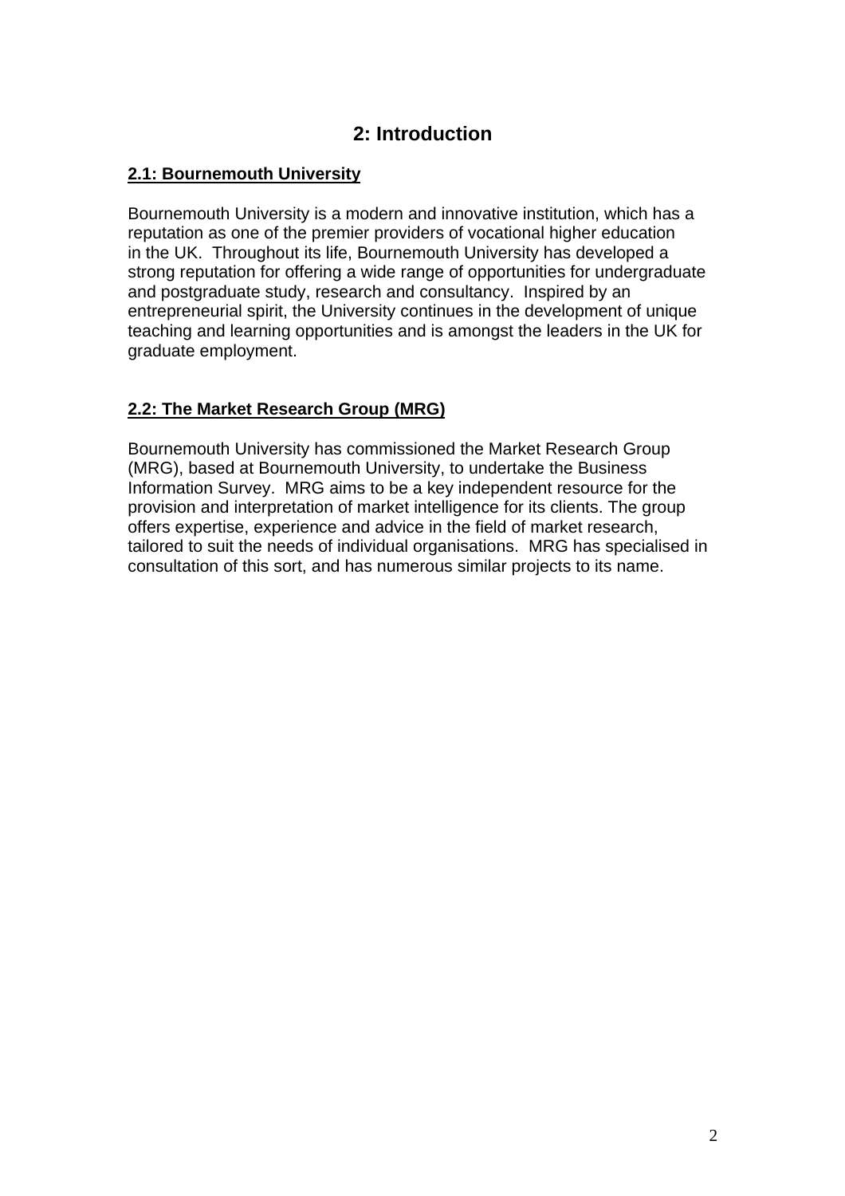# 2: Introduction

## 2.1: Bournemouth University

Bournemouth University is a modern and innovative institution, which has a reputation as one of the premier providers of vocational higher education in the UK.  Throughout its life, Bournemouth University has developed a strong reputation for offering a wide range of opportunities for undergraduate and postgraduate study, research and consultancy.  Inspired by an entrepreneurial spirit, the University continues in the development of unique teaching and learning opportunities and is amongst the leaders in the UK for graduate employment.

## 2.2: The Market Research Group (MRG)

Bournemouth University has commissioned the Market Research Group (MRG), based at Bournemouth University, to undertake the Business Information Survey.  MRG aims to be a key independent resource for the provision and interpretation of market intelligence for its clients. The group offers expertise, experience and advice in the field of market research, tailored to suit the needs of individual organisations.  MRG has specialised in consultation of this sort, and has numerous similar projects to its name.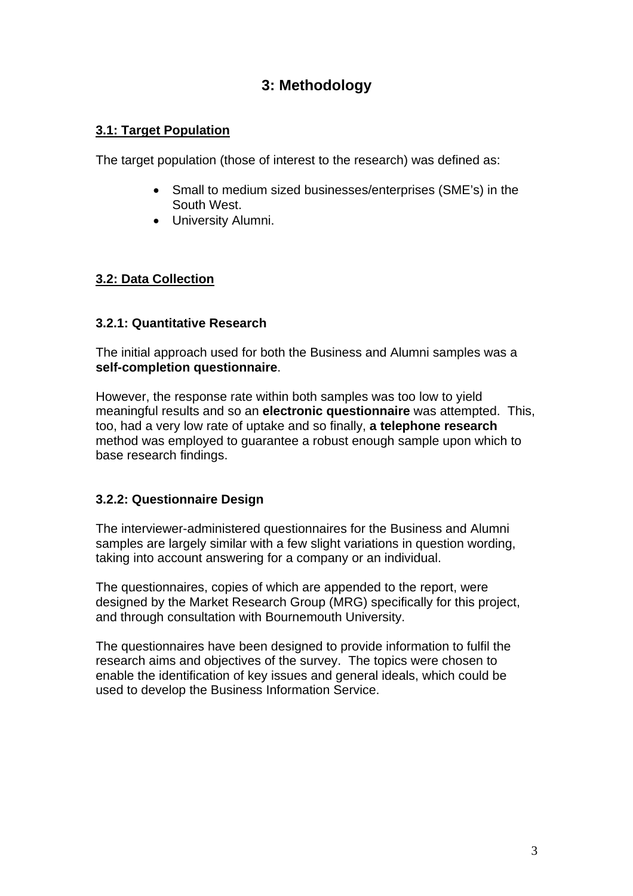# 3: Methodology

## 3.1: Target Population

The target population (those of interest to the research) was defined as:

- Small to medium sized businesses/enterprises (SME's) in the South West.
- University Alumni.

## 3.2: Data Collection

### 3.2.1: Quantitative Research

The initial approach used for both the Business and Alumni samples was a **self-completion questionnaire**.

However, the response rate within both samples was too low to yield meaningful results and so an **electronic questionnaire** was attempted. This, too, had a very low rate of uptake and so finally, **a telephone research** method was employed to guarantee a robust enough sample upon which to base research findings.

### 3.2.2: Questionnaire Design

The interviewer-administered questionnaires for the Business and Alumni samples are largely similar with a few slight variations in question wording, taking into account answering for a company or an individual.

The questionnaires, copies of which are appended to the report, were designed by the Market Research Group (MRG) specifically for this project, and through consultation with Bournemouth University.

The questionnaires have been designed to provide information to fulfil the research aims and objectives of the survey. The topics were chosen to enable the identification of key issues and general ideals, which could be used to develop the Business Information Service.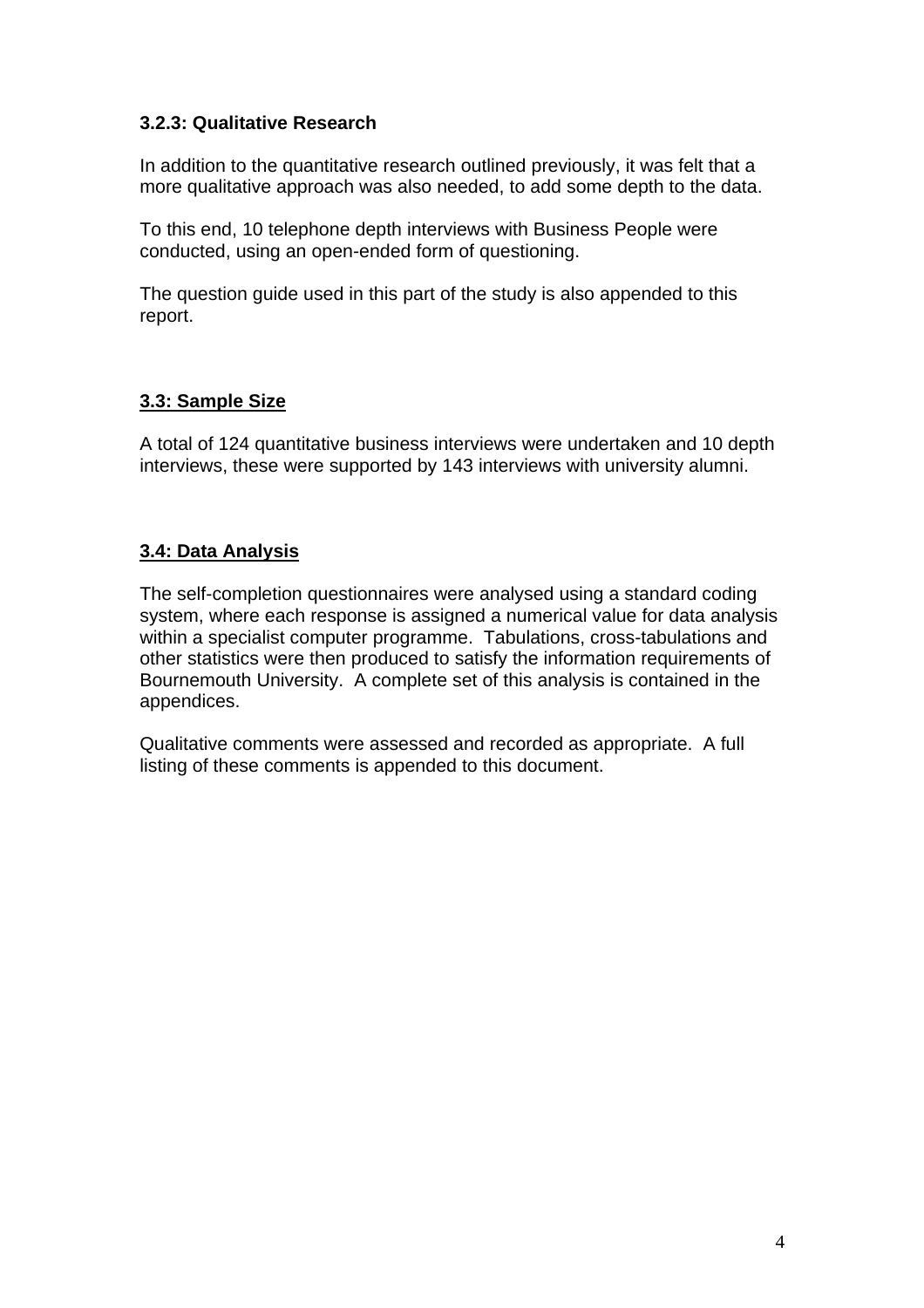### 3.2.3: Qualitative Research

In addition to the quantitative research outlined previously, it was felt that a more qualitative approach was also needed, to add some depth to the data.

To this end, 10 telephone depth interviews with Business People were conducted, using an open-ended form of questioning.

The question guide used in this part of the study is also appended to this report.

## 3.3: Sample Size

A total of 124 quantitative business interviews were undertaken and 10 depth interviews, these were supported by 143 interviews with university alumni.

## 3.4: Data Analysis

The self-completion questionnaires were analysed using a standard coding system, where each response is assigned a numerical value for data analysis within a specialist computer programme. Tabulations, cross-tabulations and other statistics were then produced to satisfy the information requirements of Bournemouth University. A complete set of this analysis is contained in the appendices.

Qualitative comments were assessed and recorded as appropriate. A full listing of these comments is appended to this document.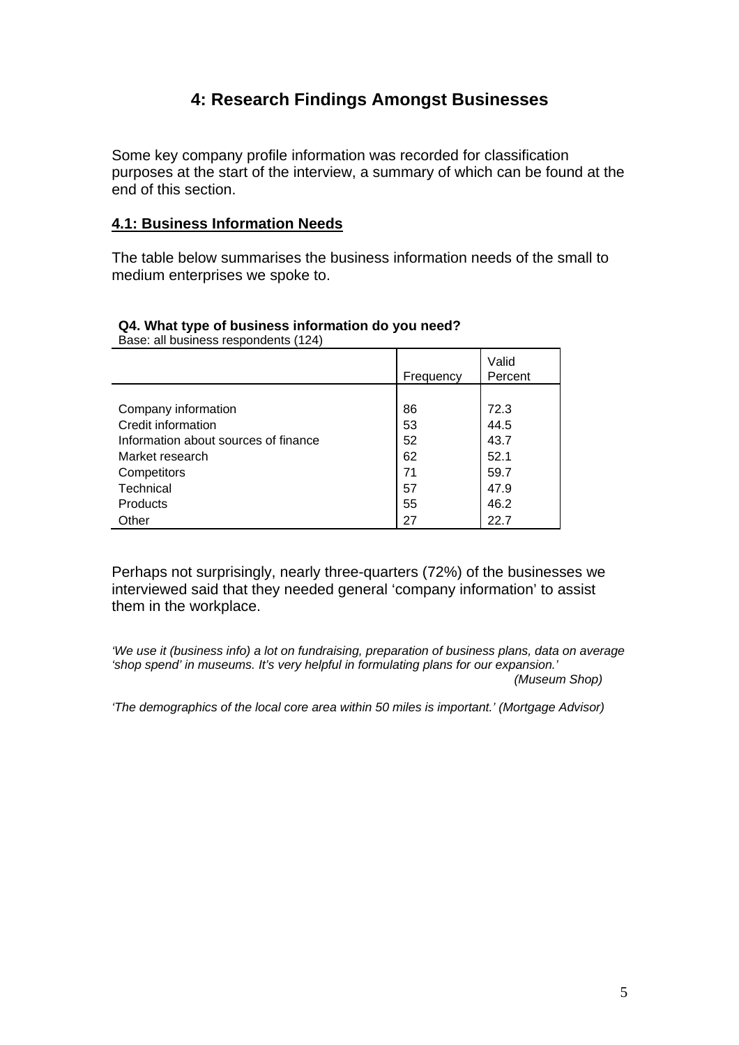## 4: Research Findings Amongst Businesses

Some key company profile information was recorded for classification purposes at the start of the interview, a summary of which can be found at the end of this section.

### 4.1: Business Information Needs

The table below summarises the business information needs of the small to medium enterprises we spoke to.

**Q4. What type of business information do you need?**
Base: all business respondents (124)

| | Frequency | Valid Percent |
|---|---|---|
| Company information | 86 | 72.3 |
| Credit information | 53 | 44.5 |
| Information about sources of finance | 52 | 43.7 |
| Market research | 62 | 52.1 |
| Competitors | 71 | 59.7 |
| Technical | 57 | 47.9 |
| Products | 55 | 46.2 |
| Other | 27 | 22.7 |

Perhaps not surprisingly, nearly three-quarters (72%) of the businesses we interviewed said that they needed general 'company information' to assist them in the workplace.

*'We use it (business info) a lot on fundraising, preparation of business plans, data on average 'shop spend' in museums. It's very helpful in formulating plans for our expansion.'*
*(Museum Shop)*

*'The demographics of the local core area within 50 miles is important.' (Mortgage Advisor)*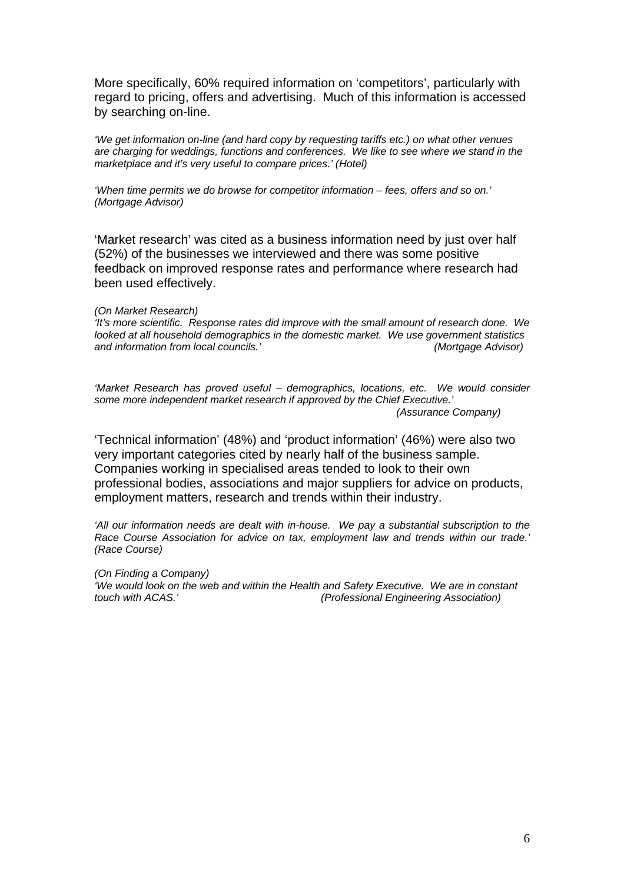More specifically, 60% required information on 'competitors', particularly with regard to pricing, offers and advertising. Much of this information is accessed by searching on-line.

*'We get information on-line (and hard copy by requesting tariffs etc.) on what other venues are charging for weddings, functions and conferences. We like to see where we stand in the marketplace and it's very useful to compare prices.' (Hotel)*

*'When time permits we do browse for competitor information – fees, offers and so on.' (Mortgage Advisor)*

'Market research' was cited as a business information need by just over half (52%) of the businesses we interviewed and there was some positive feedback on improved response rates and performance where research had been used effectively.

*(On Market Research)*
*'It's more scientific. Response rates did improve with the small amount of research done. We looked at all household demographics in the domestic market. We use government statistics and information from local councils.' (Mortgage Advisor)*

*'Market Research has proved useful – demographics, locations, etc. We would consider some more independent market research if approved by the Chief Executive.' (Assurance Company)*

'Technical information' (48%) and 'product information' (46%) were also two very important categories cited by nearly half of the business sample. Companies working in specialised areas tended to look to their own professional bodies, associations and major suppliers for advice on products, employment matters, research and trends within their industry.

*'All our information needs are dealt with in-house. We pay a substantial subscription to the Race Course Association for advice on tax, employment law and trends within our trade.' (Race Course)*

*(On Finding a Company)*
*'We would look on the web and within the Health and Safety Executive. We are in constant touch with ACAS.' (Professional Engineering Association)*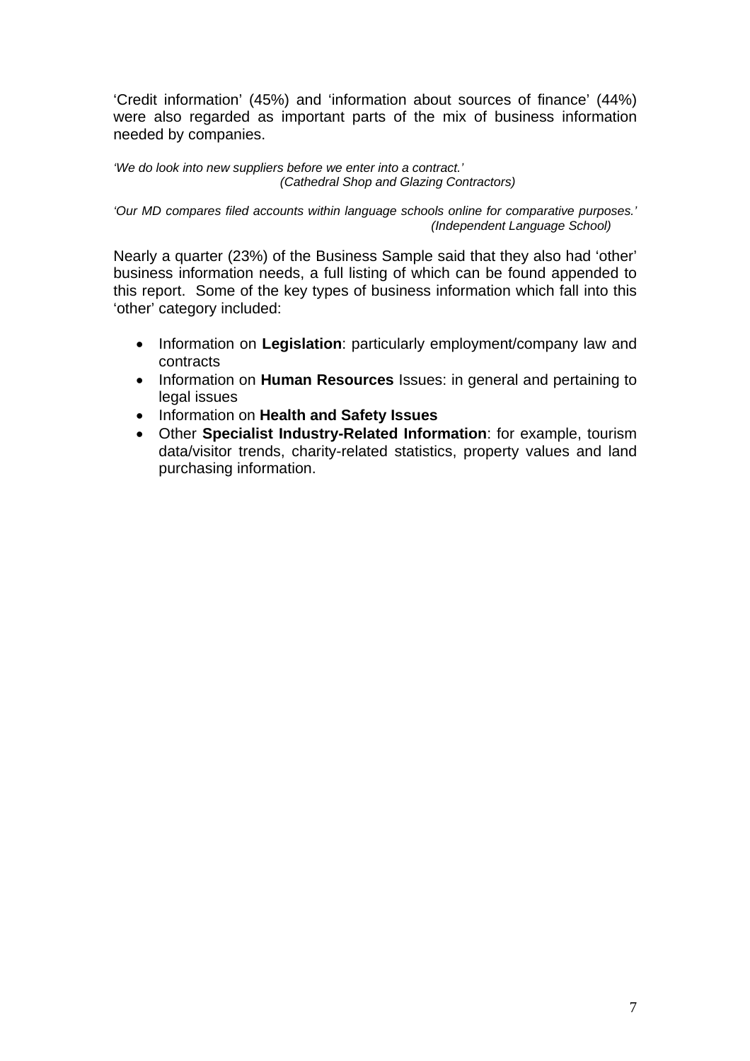'Credit information' (45%) and 'information about sources of finance' (44%) were also regarded as important parts of the mix of business information needed by companies.

*'We do look into new suppliers before we enter into a contract.'*
*(Cathedral Shop and Glazing Contractors)*

*'Our MD compares filed accounts within language schools online for comparative purposes.'*
*(Independent Language School)*

Nearly a quarter (23%) of the Business Sample said that they also had 'other' business information needs, a full listing of which can be found appended to this report. Some of the key types of business information which fall into this 'other' category included:

- Information on **Legislation**: particularly employment/company law and contracts
- Information on **Human Resources** Issues: in general and pertaining to legal issues
- Information on **Health and Safety Issues**
- Other **Specialist Industry-Related Information**: for example, tourism data/visitor trends, charity-related statistics, property values and land purchasing information.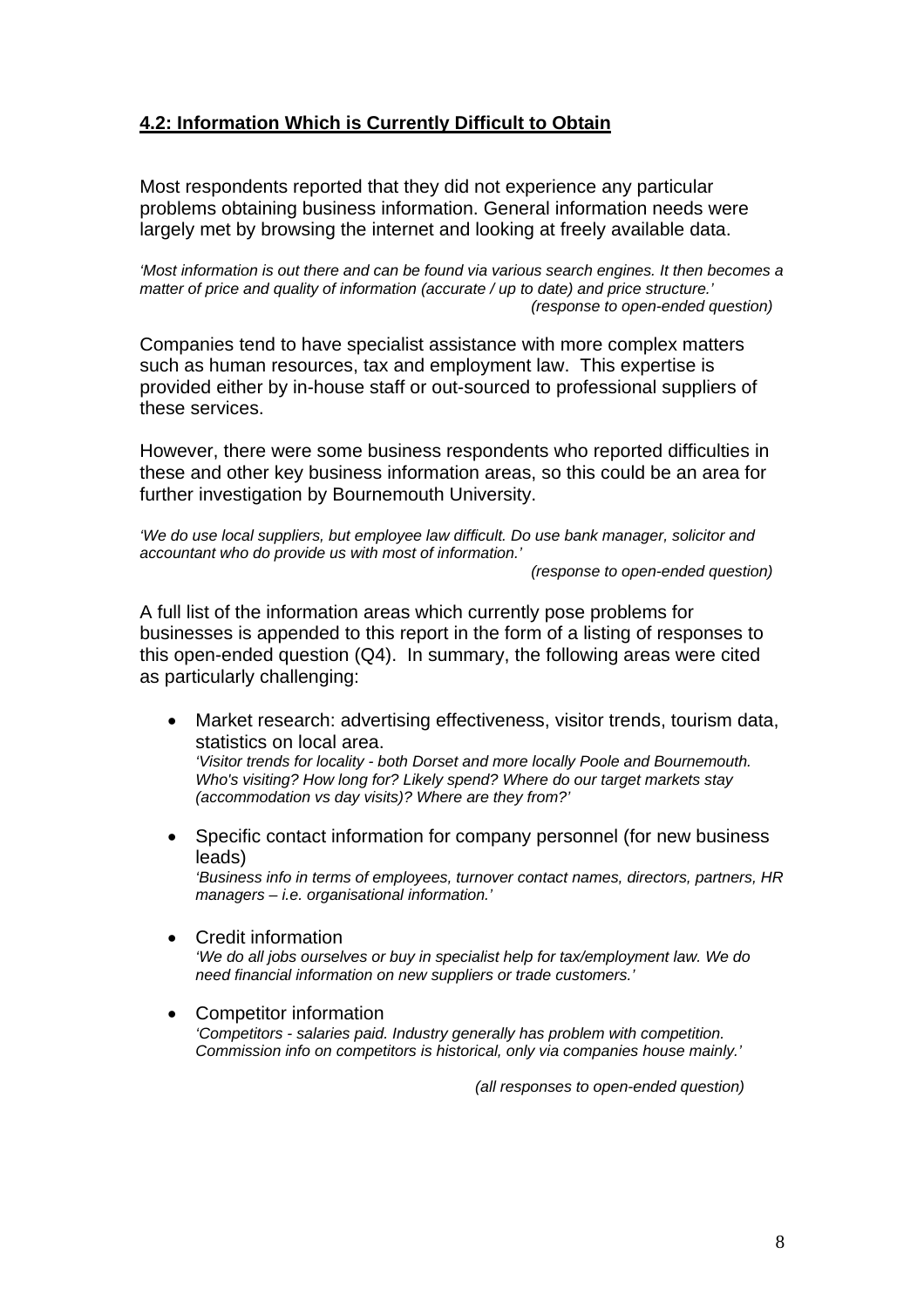## **4.2: Information Which is Currently Difficult to Obtain**

Most respondents reported that they did not experience any particular problems obtaining business information. General information needs were largely met by browsing the internet and looking at freely available data.

*'Most information is out there and can be found via various search engines. It then becomes a matter of price and quality of information (accurate / up to date) and price structure.'*
*(response to open-ended question)*

Companies tend to have specialist assistance with more complex matters such as human resources, tax and employment law. This expertise is provided either by in-house staff or out-sourced to professional suppliers of these services.

However, there were some business respondents who reported difficulties in these and other key business information areas, so this could be an area for further investigation by Bournemouth University.

*'We do use local suppliers, but employee law difficult. Do use bank manager, solicitor and accountant who do provide us with most of information.'*
*(response to open-ended question)*

A full list of the information areas which currently pose problems for businesses is appended to this report in the form of a listing of responses to this open-ended question (Q4). In summary, the following areas were cited as particularly challenging:

- Market research: advertising effectiveness, visitor trends, tourism data, statistics on local area.
  *'Visitor trends for locality - both Dorset and more locally Poole and Bournemouth. Who's visiting? How long for? Likely spend? Where do our target markets stay (accommodation vs day visits)? Where are they from?'*

- Specific contact information for company personnel (for new business leads)
  *'Business info in terms of employees, turnover contact names, directors, partners, HR managers – i.e. organisational information.'*

- Credit information
  *'We do all jobs ourselves or buy in specialist help for tax/employment law. We do need financial information on new suppliers or trade customers.'*

- Competitor information
  *'Competitors - salaries paid. Industry generally has problem with competition. Commission info on competitors is historical, only via companies house mainly.'*

*(all responses to open-ended question)*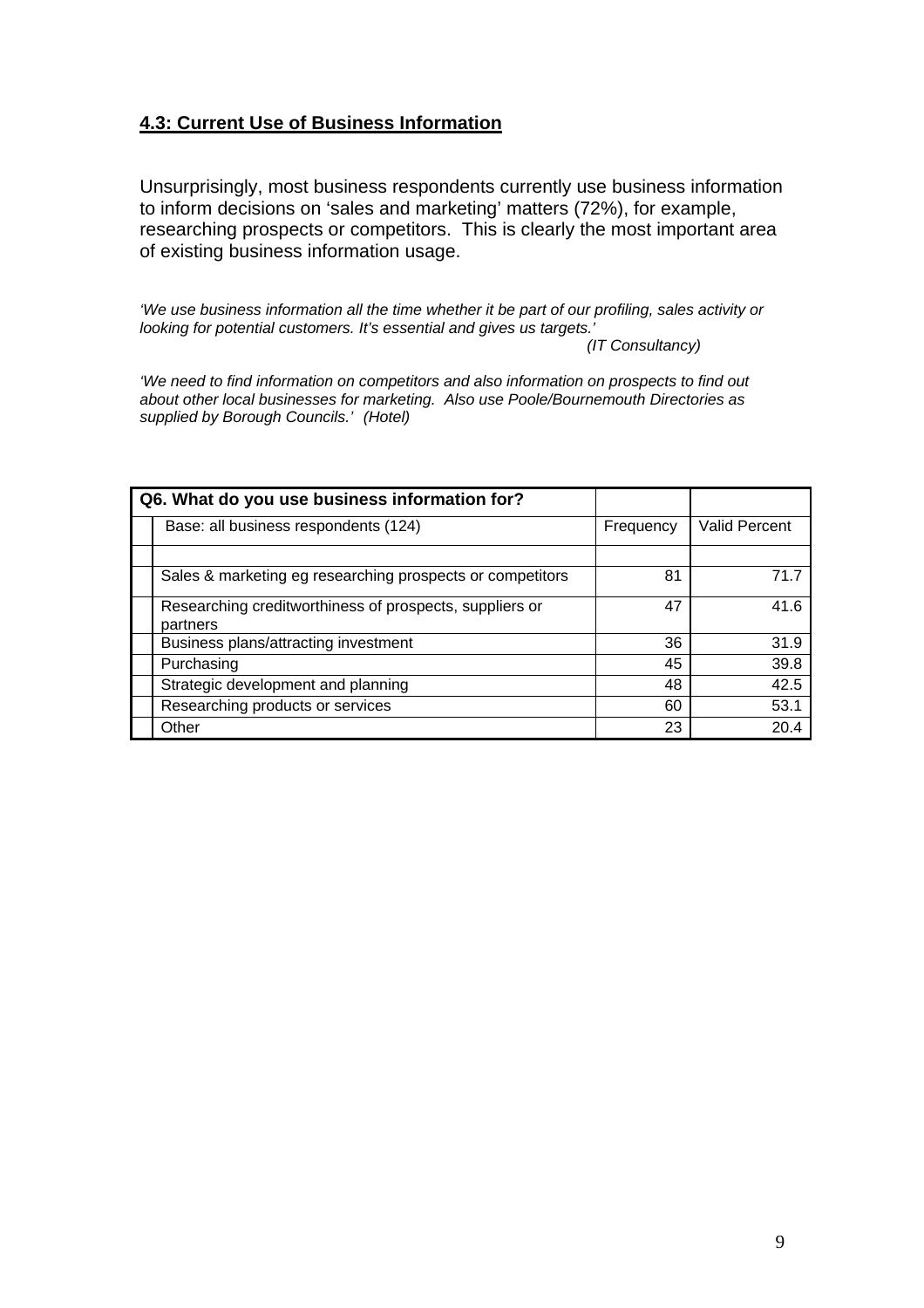## 4.3: Current Use of Business Information

Unsurprisingly, most business respondents currently use business information to inform decisions on 'sales and marketing' matters (72%), for example, researching prospects or competitors. This is clearly the most important area of existing business information usage.

*'We use business information all the time whether it be part of our profiling, sales activity or looking for potential customers. It's essential and gives us targets.'*
*(IT Consultancy)*

*'We need to find information on competitors and also information on prospects to find out about other local businesses for marketing. Also use Poole/Bournemouth Directories as supplied by Borough Councils.' (Hotel)*

| **Q6. What do you use business information for?** | | |
|---|---|---|
| Base: all business respondents (124) | Frequency | Valid Percent |
| | | |
| Sales & marketing eg researching prospects or competitors | 81 | 71.7 |
| Researching creditworthiness of prospects, suppliers or partners | 47 | 41.6 |
| Business plans/attracting investment | 36 | 31.9 |
| Purchasing | 45 | 39.8 |
| Strategic development and planning | 48 | 42.5 |
| Researching products or services | 60 | 53.1 |
| Other | 23 | 20.4 |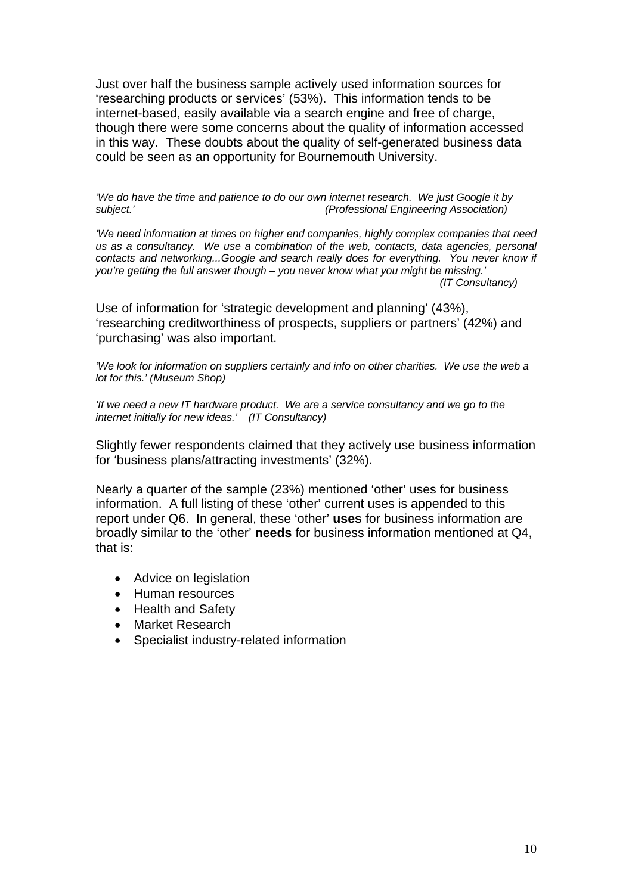Just over half the business sample actively used information sources for 'researching products or services' (53%). This information tends to be internet-based, easily available via a search engine and free of charge, though there were some concerns about the quality of information accessed in this way. These doubts about the quality of self-generated business data could be seen as an opportunity for Bournemouth University.

*'We do have the time and patience to do our own internet research. We just Google it by subject.' (Professional Engineering Association)*

*'We need information at times on higher end companies, highly complex companies that need us as a consultancy. We use a combination of the web, contacts, data agencies, personal contacts and networking...Google and search really does for everything. You never know if you're getting the full answer though – you never know what you might be missing.' (IT Consultancy)*

Use of information for 'strategic development and planning' (43%), 'researching creditworthiness of prospects, suppliers or partners' (42%) and 'purchasing' was also important.

*'We look for information on suppliers certainly and info on other charities. We use the web a lot for this.' (Museum Shop)*

*'If we need a new IT hardware product. We are a service consultancy and we go to the internet initially for new ideas.' (IT Consultancy)*

Slightly fewer respondents claimed that they actively use business information for 'business plans/attracting investments' (32%).

Nearly a quarter of the sample (23%) mentioned 'other' uses for business information. A full listing of these 'other' current uses is appended to this report under Q6. In general, these 'other' **uses** for business information are broadly similar to the 'other' **needs** for business information mentioned at Q4, that is:

- Advice on legislation
- Human resources
- Health and Safety
- Market Research
- Specialist industry-related information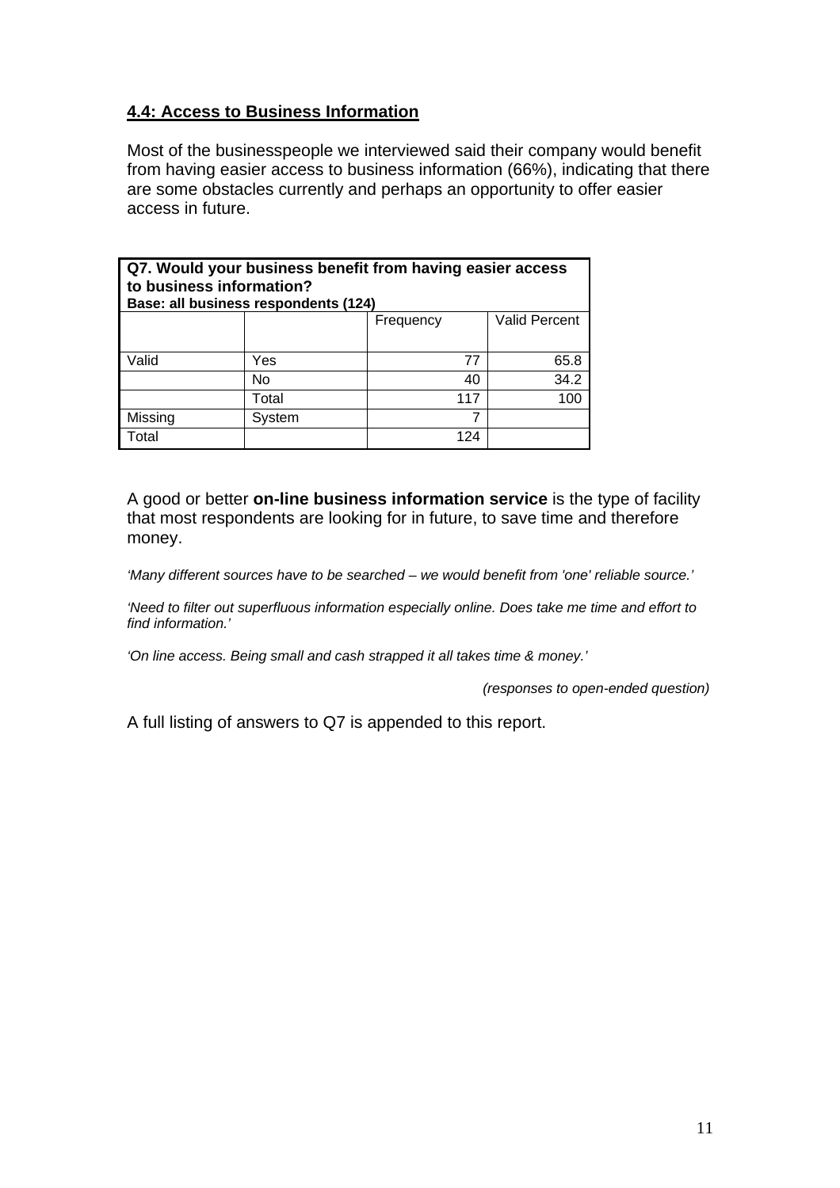## 4.4: Access to Business Information

Most of the businesspeople we interviewed said their company would benefit from having easier access to business information (66%), indicating that there are some obstacles currently and perhaps an opportunity to offer easier access in future.

**Q7. Would your business benefit from having easier access to business information?**
**Base: all business respondents (124)**

| | | Frequency | Valid Percent |
|---|---|---|---|
| Valid | Yes | 77 | 65.8 |
| | No | 40 | 34.2 |
| | Total | 117 | 100 |
| Missing | System | 7 | |
| Total | | 124 | |

A good or better **on-line business information service** is the type of facility that most respondents are looking for in future, to save time and therefore money.

*'Many different sources have to be searched – we would benefit from 'one' reliable source.'*

*'Need to filter out superfluous information especially online. Does take me time and effort to find information.'*

*'On line access. Being small and cash strapped it all takes time & money.'*

*(responses to open-ended question)*

A full listing of answers to Q7 is appended to this report.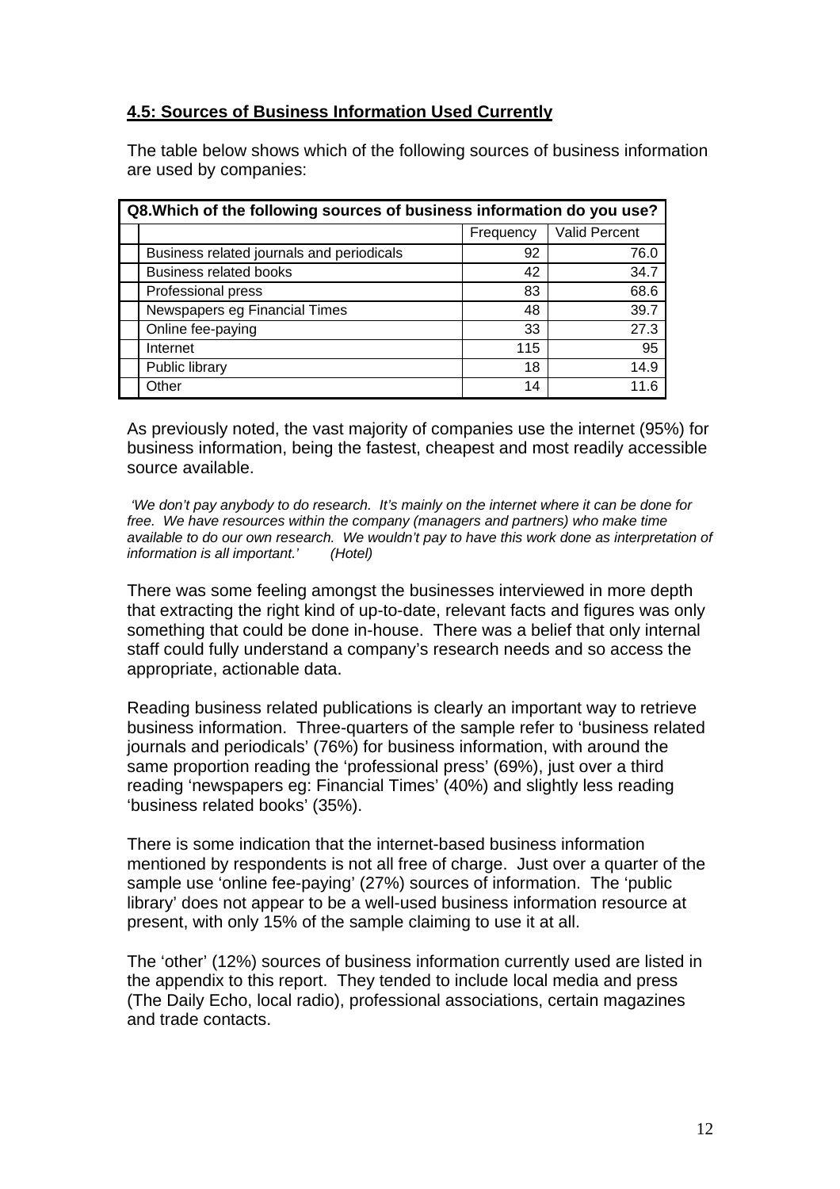## 4.5: Sources of Business Information Used Currently

The table below shows which of the following sources of business information are used by companies:

| Q8.Which of the following sources of business information do you use? | Frequency | Valid Percent |
|---|---|---|
| Business related journals and periodicals | 92 | 76.0 |
| Business related books | 42 | 34.7 |
| Professional press | 83 | 68.6 |
| Newspapers eg Financial Times | 48 | 39.7 |
| Online fee-paying | 33 | 27.3 |
| Internet | 115 | 95 |
| Public library | 18 | 14.9 |
| Other | 14 | 11.6 |

As previously noted, the vast majority of companies use the internet (95%) for business information, being the fastest, cheapest and most readily accessible source available.

*'We don't pay anybody to do research. It's mainly on the internet where it can be done for free. We have resources within the company (managers and partners) who make time available to do our own research. We wouldn't pay to have this work done as interpretation of information is all important.' (Hotel)*

There was some feeling amongst the businesses interviewed in more depth that extracting the right kind of up-to-date, relevant facts and figures was only something that could be done in-house. There was a belief that only internal staff could fully understand a company's research needs and so access the appropriate, actionable data.

Reading business related publications is clearly an important way to retrieve business information. Three-quarters of the sample refer to 'business related journals and periodicals' (76%) for business information, with around the same proportion reading the 'professional press' (69%), just over a third reading 'newspapers eg: Financial Times' (40%) and slightly less reading 'business related books' (35%).

There is some indication that the internet-based business information mentioned by respondents is not all free of charge. Just over a quarter of the sample use 'online fee-paying' (27%) sources of information. The 'public library' does not appear to be a well-used business information resource at present, with only 15% of the sample claiming to use it at all.

The 'other' (12%) sources of business information currently used are listed in the appendix to this report. They tended to include local media and press (The Daily Echo, local radio), professional associations, certain magazines and trade contacts.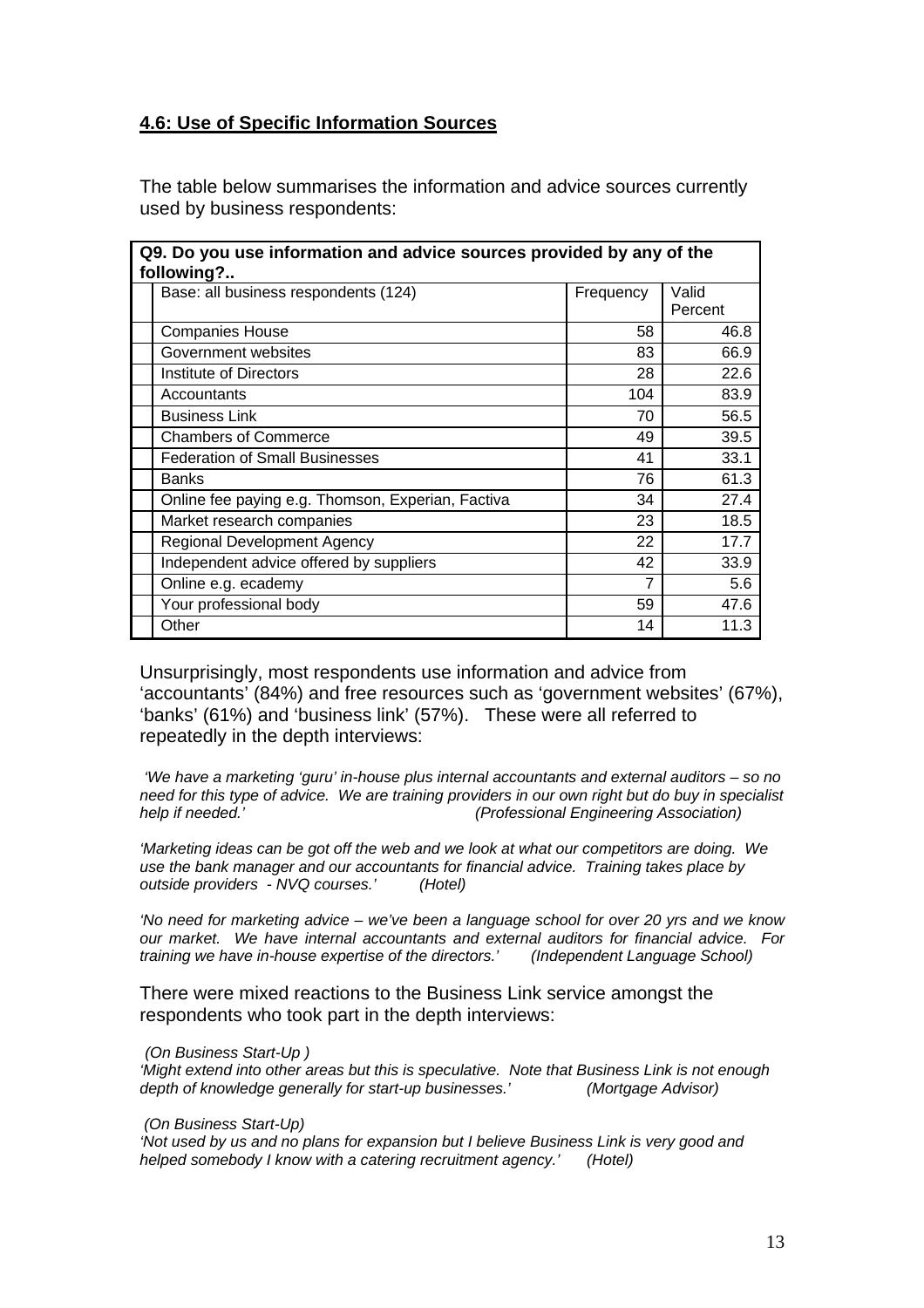## **4.6: Use of Specific Information Sources**

The table below summarises the information and advice sources currently used by business respondents:

| **Q9. Do you use information and advice sources provided by any of the following?..** | | |
|---|---|---|
| Base: all business respondents (124) | Frequency | Valid Percent |
| Companies House | 58 | 46.8 |
| Government websites | 83 | 66.9 |
| Institute of Directors | 28 | 22.6 |
| Accountants | 104 | 83.9 |
| Business Link | 70 | 56.5 |
| Chambers of Commerce | 49 | 39.5 |
| Federation of Small Businesses | 41 | 33.1 |
| Banks | 76 | 61.3 |
| Online fee paying e.g. Thomson, Experian, Factiva | 34 | 27.4 |
| Market research companies | 23 | 18.5 |
| Regional Development Agency | 22 | 17.7 |
| Independent advice offered by suppliers | 42 | 33.9 |
| Online e.g. ecademy | 7 | 5.6 |
| Your professional body | 59 | 47.6 |
| Other | 14 | 11.3 |

Unsurprisingly, most respondents use information and advice from 'accountants' (84%) and free resources such as 'government websites' (67%), 'banks' (61%) and 'business link' (57%). These were all referred to repeatedly in the depth interviews:

*'We have a marketing 'guru' in-house plus internal accountants and external auditors – so no need for this type of advice. We are training providers in our own right but do buy in specialist help if needed.' (Professional Engineering Association)*

*'Marketing ideas can be got off the web and we look at what our competitors are doing. We use the bank manager and our accountants for financial advice. Training takes place by outside providers - NVQ courses.' (Hotel)*

*'No need for marketing advice – we've been a language school for over 20 yrs and we know our market. We have internal accountants and external auditors for financial advice. For training we have in-house expertise of the directors.' (Independent Language School)*

There were mixed reactions to the Business Link service amongst the respondents who took part in the depth interviews:

*(On Business Start-Up )*
*'Might extend into other areas but this is speculative. Note that Business Link is not enough depth of knowledge generally for start-up businesses.' (Mortgage Advisor)*

*(On Business Start-Up)*
*'Not used by us and no plans for expansion but I believe Business Link is very good and helped somebody I know with a catering recruitment agency.' (Hotel)*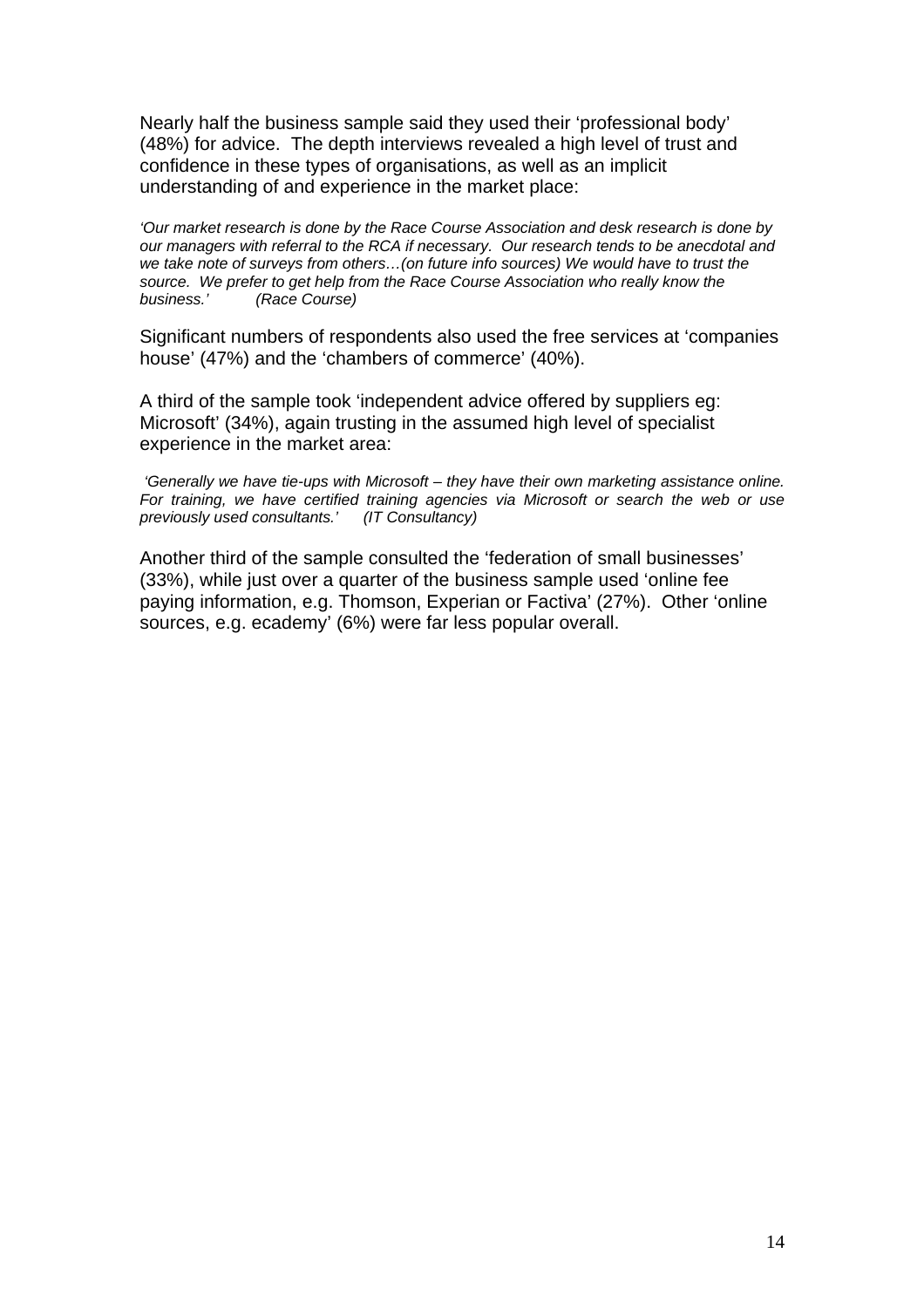Nearly half the business sample said they used their 'professional body' (48%) for advice. The depth interviews revealed a high level of trust and confidence in these types of organisations, as well as an implicit understanding of and experience in the market place:

*'Our market research is done by the Race Course Association and desk research is done by our managers with referral to the RCA if necessary. Our research tends to be anecdotal and we take note of surveys from others…(on future info sources) We would have to trust the source. We prefer to get help from the Race Course Association who really know the business.' (Race Course)*

Significant numbers of respondents also used the free services at 'companies house' (47%) and the 'chambers of commerce' (40%).

A third of the sample took 'independent advice offered by suppliers eg: Microsoft' (34%), again trusting in the assumed high level of specialist experience in the market area:

*'Generally we have tie-ups with Microsoft – they have their own marketing assistance online. For training, we have certified training agencies via Microsoft or search the web or use previously used consultants.' (IT Consultancy)*

Another third of the sample consulted the 'federation of small businesses' (33%), while just over a quarter of the business sample used 'online fee paying information, e.g. Thomson, Experian or Factiva' (27%). Other 'online sources, e.g. ecademy' (6%) were far less popular overall.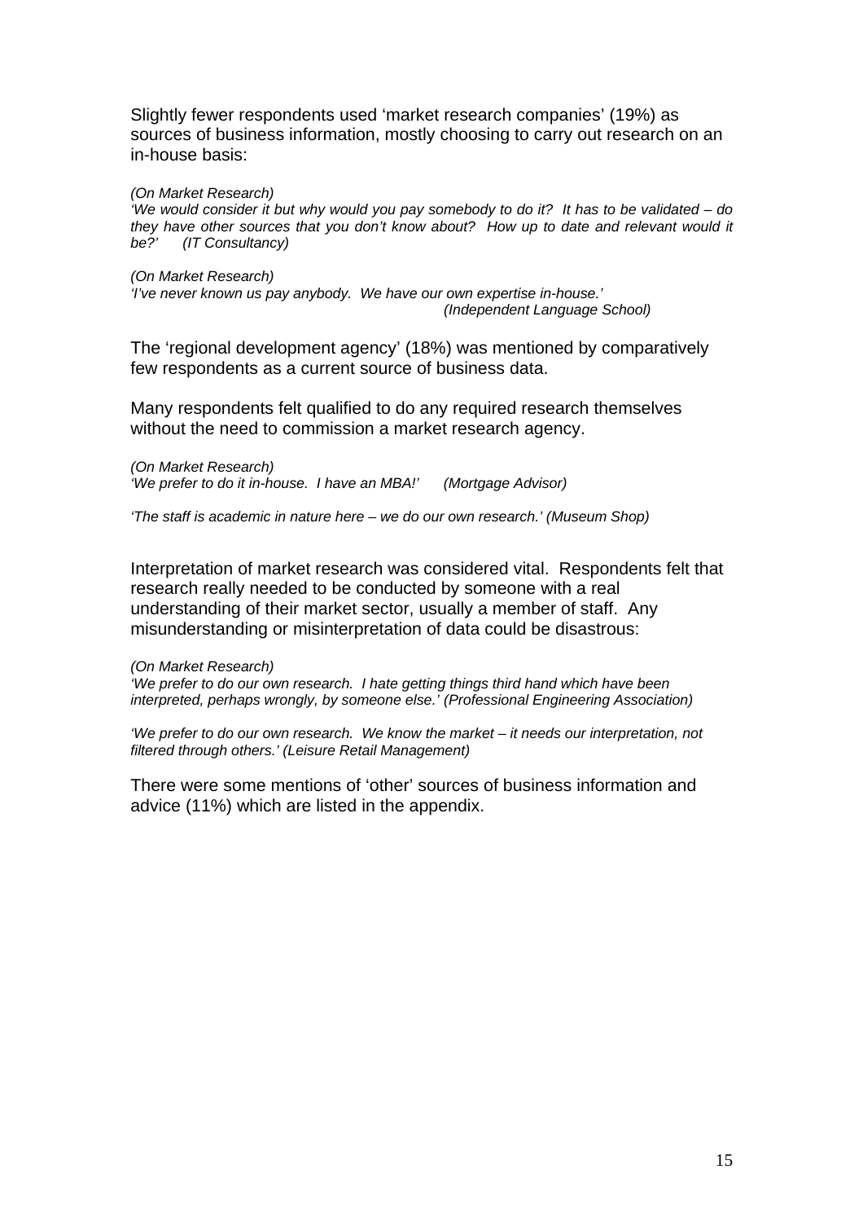Slightly fewer respondents used 'market research companies' (19%) as sources of business information, mostly choosing to carry out research on an in-house basis:

*(On Market Research)*
*'We would consider it but why would you pay somebody to do it? It has to be validated – do they have other sources that you don't know about? How up to date and relevant would it be?' (IT Consultancy)*

*(On Market Research)*
*'I've never known us pay anybody. We have our own expertise in-house.'*
*(Independent Language School)*

The 'regional development agency' (18%) was mentioned by comparatively few respondents as a current source of business data.

Many respondents felt qualified to do any required research themselves without the need to commission a market research agency.

*(On Market Research)*
*'We prefer to do it in-house. I have an MBA!' (Mortgage Advisor)*

*'The staff is academic in nature here – we do our own research.' (Museum Shop)*

Interpretation of market research was considered vital. Respondents felt that research really needed to be conducted by someone with a real understanding of their market sector, usually a member of staff. Any misunderstanding or misinterpretation of data could be disastrous:

*(On Market Research)*
*'We prefer to do our own research. I hate getting things third hand which have been interpreted, perhaps wrongly, by someone else.' (Professional Engineering Association)*

*'We prefer to do our own research. We know the market – it needs our interpretation, not filtered through others.' (Leisure Retail Management)*

There were some mentions of 'other' sources of business information and advice (11%) which are listed in the appendix.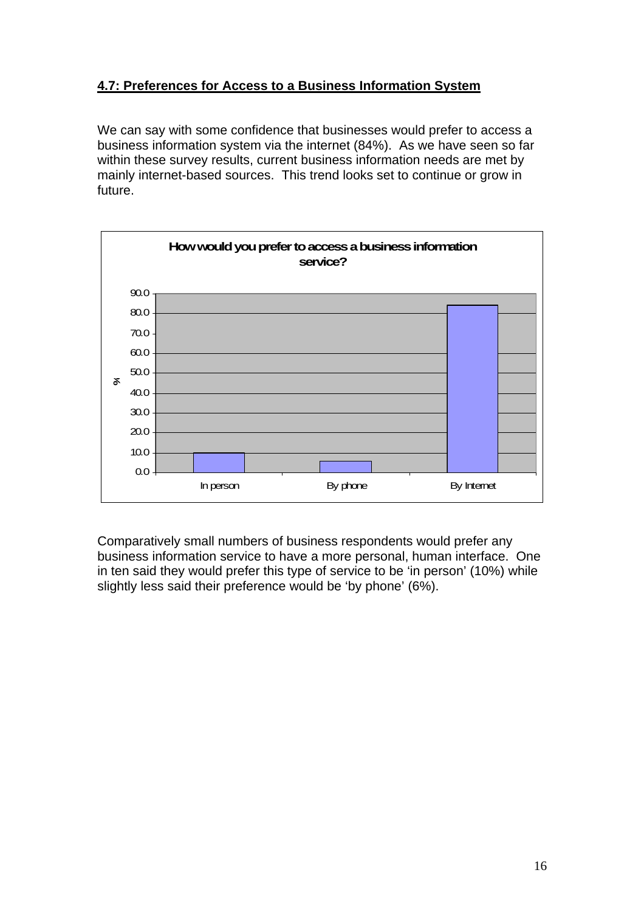## 4.7: Preferences for Access to a Business Information System

We can say with some confidence that businesses would prefer to access a business information system via the internet (84%). As we have seen so far within these survey results, current business information needs are met by mainly internet-based sources. This trend looks set to continue or grow in future.

Comparatively small numbers of business respondents would prefer any business information service to have a more personal, human interface. One in ten said they would prefer this type of service to be 'in person' (10%) while slightly less said their preference would be 'by phone' (6%).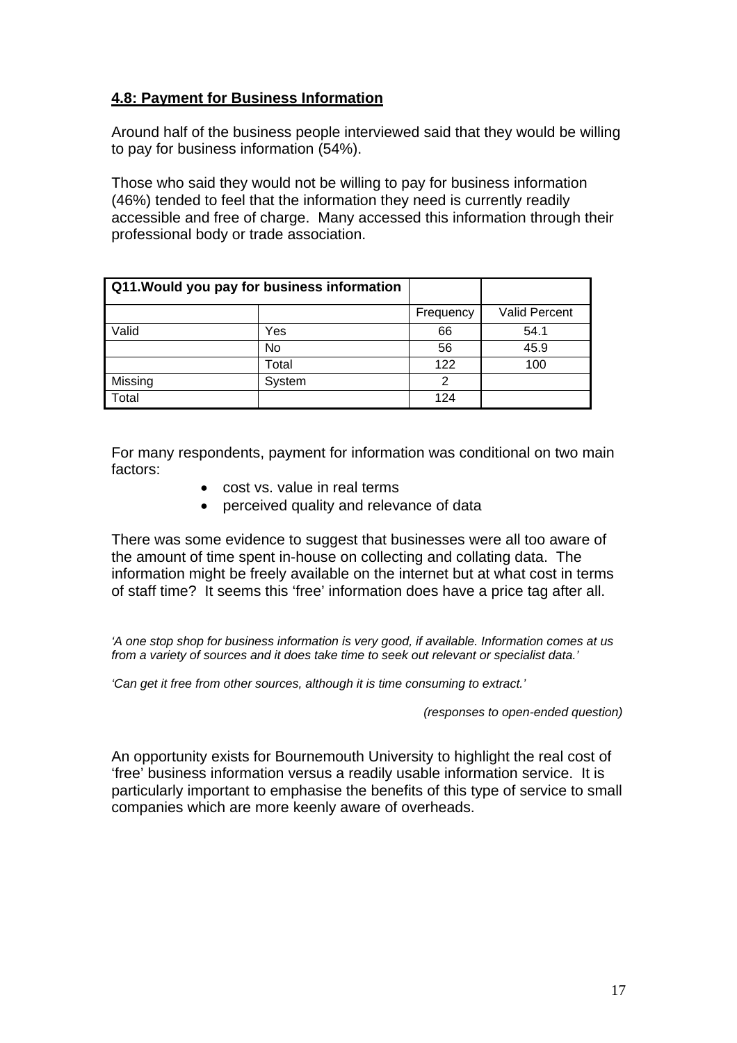## 4.8: Payment for Business Information

Around half of the business people interviewed said that they would be willing to pay for business information (54%).

Those who said they would not be willing to pay for business information (46%) tended to feel that the information they need is currently readily accessible and free of charge. Many accessed this information through their professional body or trade association.

| **Q11.Would you pay for business information** | | | |
|---|---|---|---|
| | | Frequency | Valid Percent |
| Valid | Yes | 66 | 54.1 |
| | No | 56 | 45.9 |
| | Total | 122 | 100 |
| Missing | System | 2 | |
| Total | | 124 | |

For many respondents, payment for information was conditional on two main factors:

- cost vs. value in real terms
- perceived quality and relevance of data

There was some evidence to suggest that businesses were all too aware of the amount of time spent in-house on collecting and collating data. The information might be freely available on the internet but at what cost in terms of staff time? It seems this 'free' information does have a price tag after all.

*'A one stop shop for business information is very good, if available. Information comes at us from a variety of sources and it does take time to seek out relevant or specialist data.'*

*'Can get it free from other sources, although it is time consuming to extract.'*

*(responses to open-ended question)*

An opportunity exists for Bournemouth University to highlight the real cost of 'free' business information versus a readily usable information service. It is particularly important to emphasise the benefits of this type of service to small companies which are more keenly aware of overheads.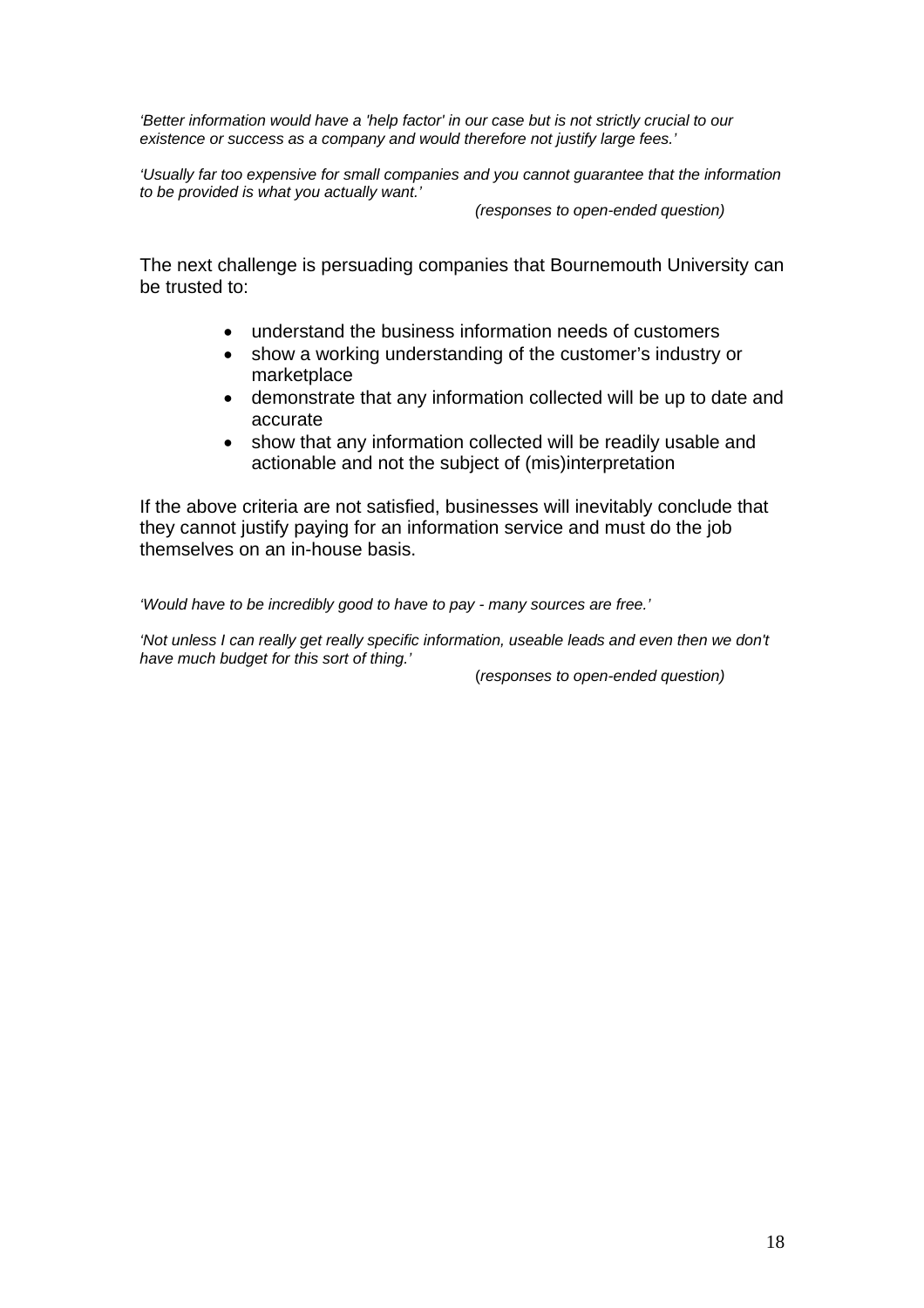*'Better information would have a 'help factor' in our case but is not strictly crucial to our existence or success as a company and would therefore not justify large fees.'*

*'Usually far too expensive for small companies and you cannot guarantee that the information to be provided is what you actually want.'*

*(responses to open-ended question)*

The next challenge is persuading companies that Bournemouth University can be trusted to:

- understand the business information needs of customers
- show a working understanding of the customer's industry or marketplace
- demonstrate that any information collected will be up to date and accurate
- show that any information collected will be readily usable and actionable and not the subject of (mis)interpretation

If the above criteria are not satisfied, businesses will inevitably conclude that they cannot justify paying for an information service and must do the job themselves on an in-house basis.

*'Would have to be incredibly good to have to pay - many sources are free.'*

*'Not unless I can really get really specific information, useable leads and even then we don't have much budget for this sort of thing.'*

(*responses to open-ended question)*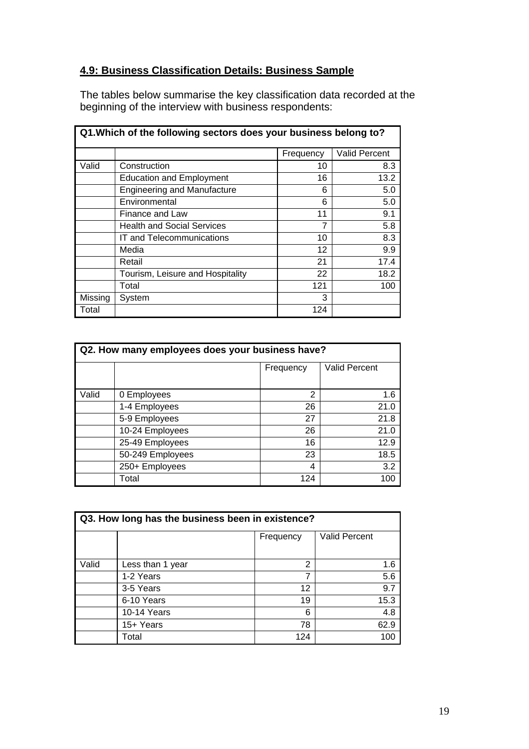## 4.9: Business Classification Details: Business Sample

The tables below summarise the key classification data recorded at the beginning of the interview with business respondents:

**Q1.Which of the following sectors does your business belong to?**

| | | Frequency | Valid Percent |
|---|---|---|---|
| Valid | Construction | 10 | 8.3 |
| | Education and Employment | 16 | 13.2 |
| | Engineering and Manufacture | 6 | 5.0 |
| | Environmental | 6 | 5.0 |
| | Finance and Law | 11 | 9.1 |
| | Health and Social Services | 7 | 5.8 |
| | IT and Telecommunications | 10 | 8.3 |
| | Media | 12 | 9.9 |
| | Retail | 21 | 17.4 |
| | Tourism, Leisure and Hospitality | 22 | 18.2 |
| | Total | 121 | 100 |
| Missing | System | 3 | |
| Total | | 124 | |

**Q2. How many employees does your business have?**

| | | Frequency | Valid Percent |
|---|---|---|---|
| Valid | 0 Employees | 2 | 1.6 |
| | 1-4 Employees | 26 | 21.0 |
| | 5-9 Employees | 27 | 21.8 |
| | 10-24 Employees | 26 | 21.0 |
| | 25-49 Employees | 16 | 12.9 |
| | 50-249 Employees | 23 | 18.5 |
| | 250+ Employees | 4 | 3.2 |
| | Total | 124 | 100 |

**Q3. How long has the business been in existence?**

| | | Frequency | Valid Percent |
|---|---|---|---|
| Valid | Less than 1 year | 2 | 1.6 |
| | 1-2 Years | 7 | 5.6 |
| | 3-5 Years | 12 | 9.7 |
| | 6-10 Years | 19 | 15.3 |
| | 10-14 Years | 6 | 4.8 |
| | 15+ Years | 78 | 62.9 |
| | Total | 124 | 100 |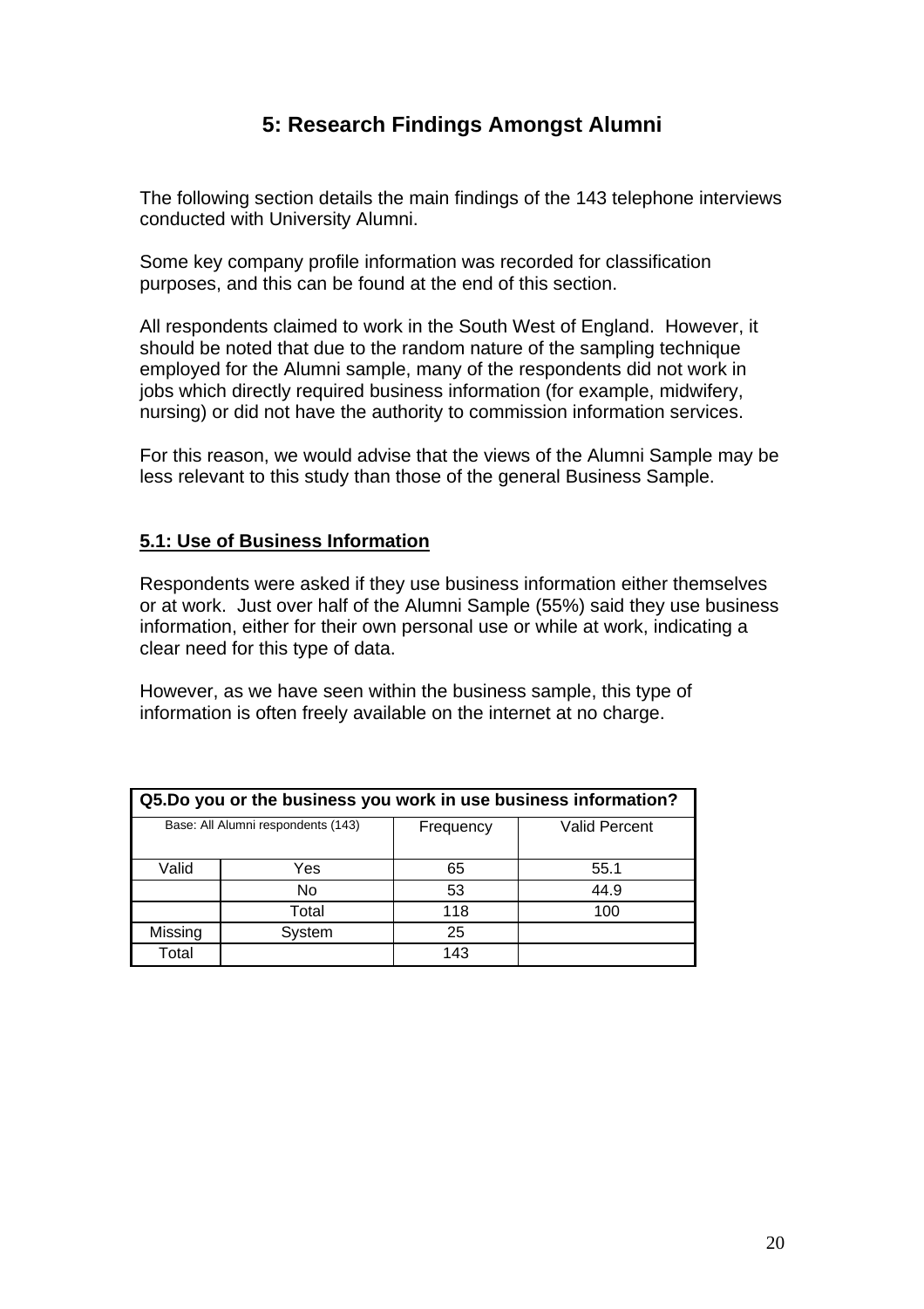# 5: Research Findings Amongst Alumni

The following section details the main findings of the 143 telephone interviews conducted with University Alumni.

Some key company profile information was recorded for classification purposes, and this can be found at the end of this section.

All respondents claimed to work in the South West of England. However, it should be noted that due to the random nature of the sampling technique employed for the Alumni sample, many of the respondents did not work in jobs which directly required business information (for example, midwifery, nursing) or did not have the authority to commission information services.

For this reason, we would advise that the views of the Alumni Sample may be less relevant to this study than those of the general Business Sample.

## 5.1: Use of Business Information

Respondents were asked if they use business information either themselves or at work. Just over half of the Alumni Sample (55%) said they use business information, either for their own personal use or while at work, indicating a clear need for this type of data.

However, as we have seen within the business sample, this type of information is often freely available on the internet at no charge.

| Q5.Do you or the business you work in use business information? | | | |
|---|---|---|---|
| Base: All Alumni respondents (143) | | Frequency | Valid Percent |
| Valid | Yes | 65 | 55.1 |
| | No | 53 | 44.9 |
| | Total | 118 | 100 |
| Missing | System | 25 | |
| Total | | 143 | |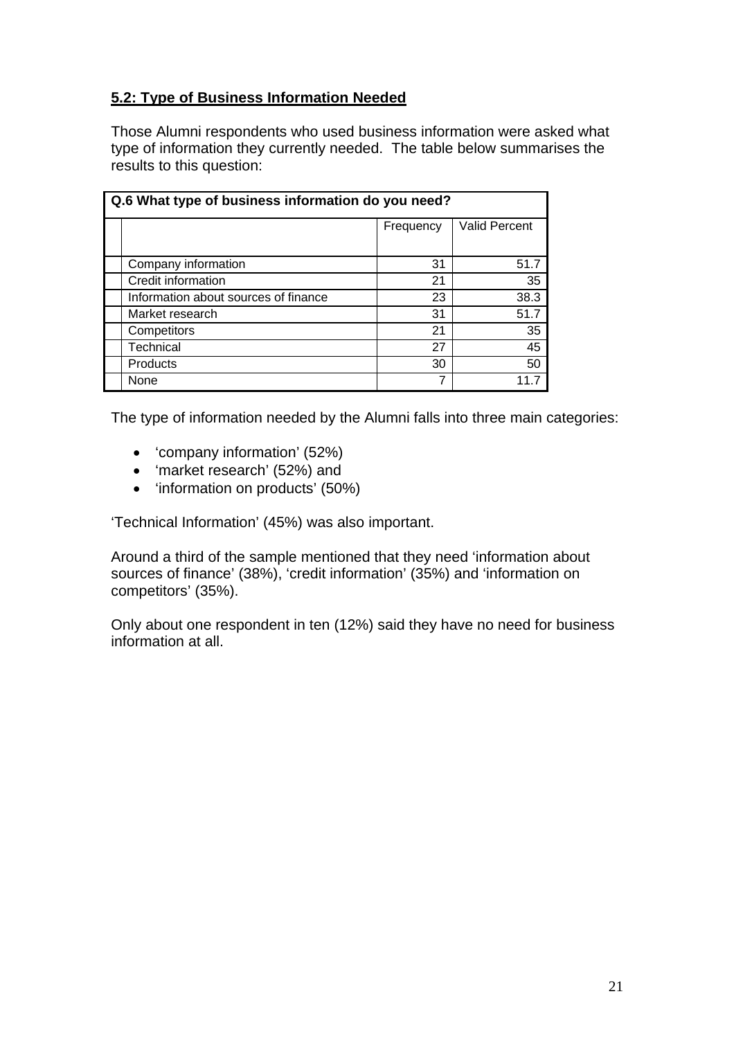## 5.2: Type of Business Information Needed

Those Alumni respondents who used business information were asked what type of information they currently needed. The table below summarises the results to this question:

**Q.6 What type of business information do you need?**

| | | Frequency | Valid Percent |
|---|---|---|---|
| | Company information | 31 | 51.7 |
| | Credit information | 21 | 35 |
| | Information about sources of finance | 23 | 38.3 |
| | Market research | 31 | 51.7 |
| | Competitors | 21 | 35 |
| | Technical | 27 | 45 |
| | Products | 30 | 50 |
| | None | 7 | 11.7 |

The type of information needed by the Alumni falls into three main categories:

- 'company information' (52%)
- 'market research' (52%) and
- 'information on products' (50%)

'Technical Information' (45%) was also important.

Around a third of the sample mentioned that they need 'information about sources of finance' (38%), 'credit information' (35%) and 'information on competitors' (35%).

Only about one respondent in ten (12%) said they have no need for business information at all.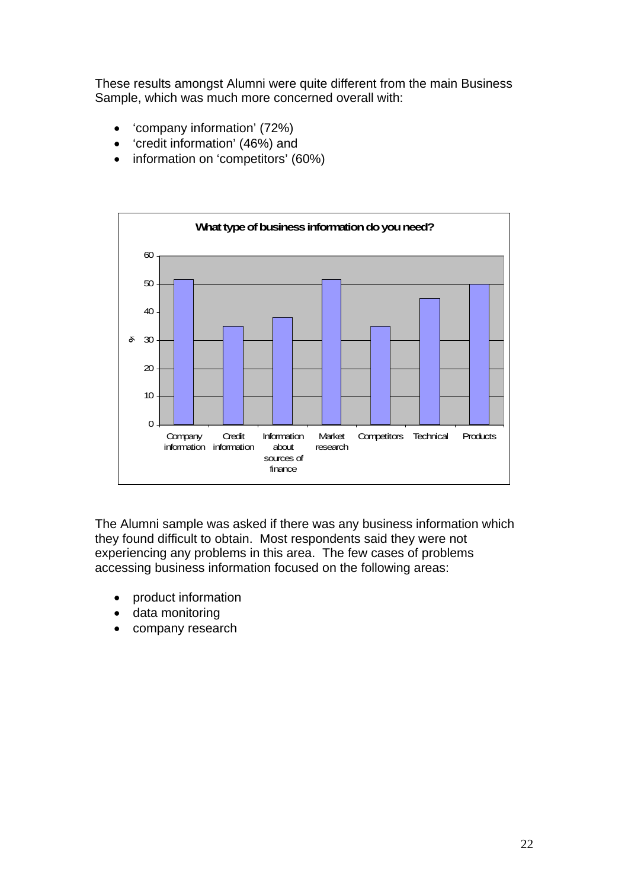These results amongst Alumni were quite different from the main Business Sample, which was much more concerned overall with:

- 'company information' (72%)
- 'credit information' (46%) and
- information on 'competitors' (60%)

**What type of business information do you need?**

| Type | % |
|---|---|
| Company information | 52 |
| Credit information | 35 |
| Information about sources of finance | 38 |
| Market research | 52 |
| Competitors | 35 |
| Technical | 45 |
| Products | 50 |

The Alumni sample was asked if there was any business information which they found difficult to obtain. Most respondents said they were not experiencing any problems in this area. The few cases of problems accessing business information focused on the following areas:

- product information
- data monitoring
- company research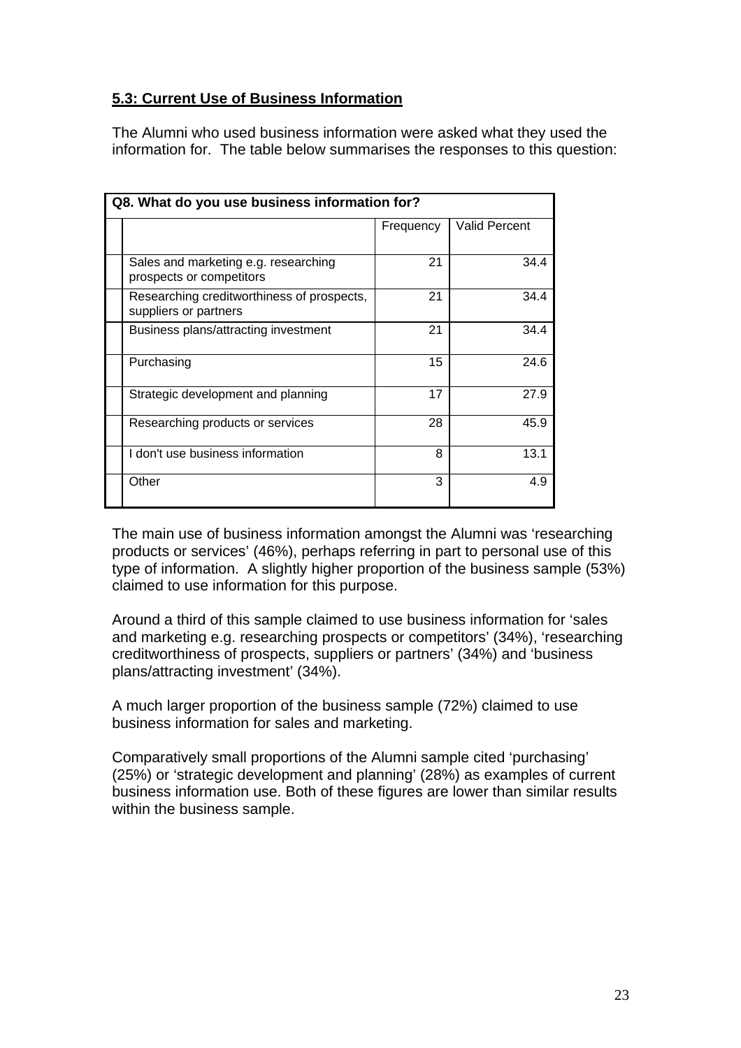## 5.3: Current Use of Business Information

The Alumni who used business information were asked what they used the information for. The table below summarises the responses to this question:

| Q8. What do you use business information for? | | |
|---|---|---|
| | Frequency | Valid Percent |
| Sales and marketing e.g. researching prospects or competitors | 21 | 34.4 |
| Researching creditworthiness of prospects, suppliers or partners | 21 | 34.4 |
| Business plans/attracting investment | 21 | 34.4 |
| Purchasing | 15 | 24.6 |
| Strategic development and planning | 17 | 27.9 |
| Researching products or services | 28 | 45.9 |
| I don't use business information | 8 | 13.1 |
| Other | 3 | 4.9 |

The main use of business information amongst the Alumni was 'researching products or services' (46%), perhaps referring in part to personal use of this type of information. A slightly higher proportion of the business sample (53%) claimed to use information for this purpose.

Around a third of this sample claimed to use business information for 'sales and marketing e.g. researching prospects or competitors' (34%), 'researching creditworthiness of prospects, suppliers or partners' (34%) and 'business plans/attracting investment' (34%).

A much larger proportion of the business sample (72%) claimed to use business information for sales and marketing.

Comparatively small proportions of the Alumni sample cited 'purchasing' (25%) or 'strategic development and planning' (28%) as examples of current business information use. Both of these figures are lower than similar results within the business sample.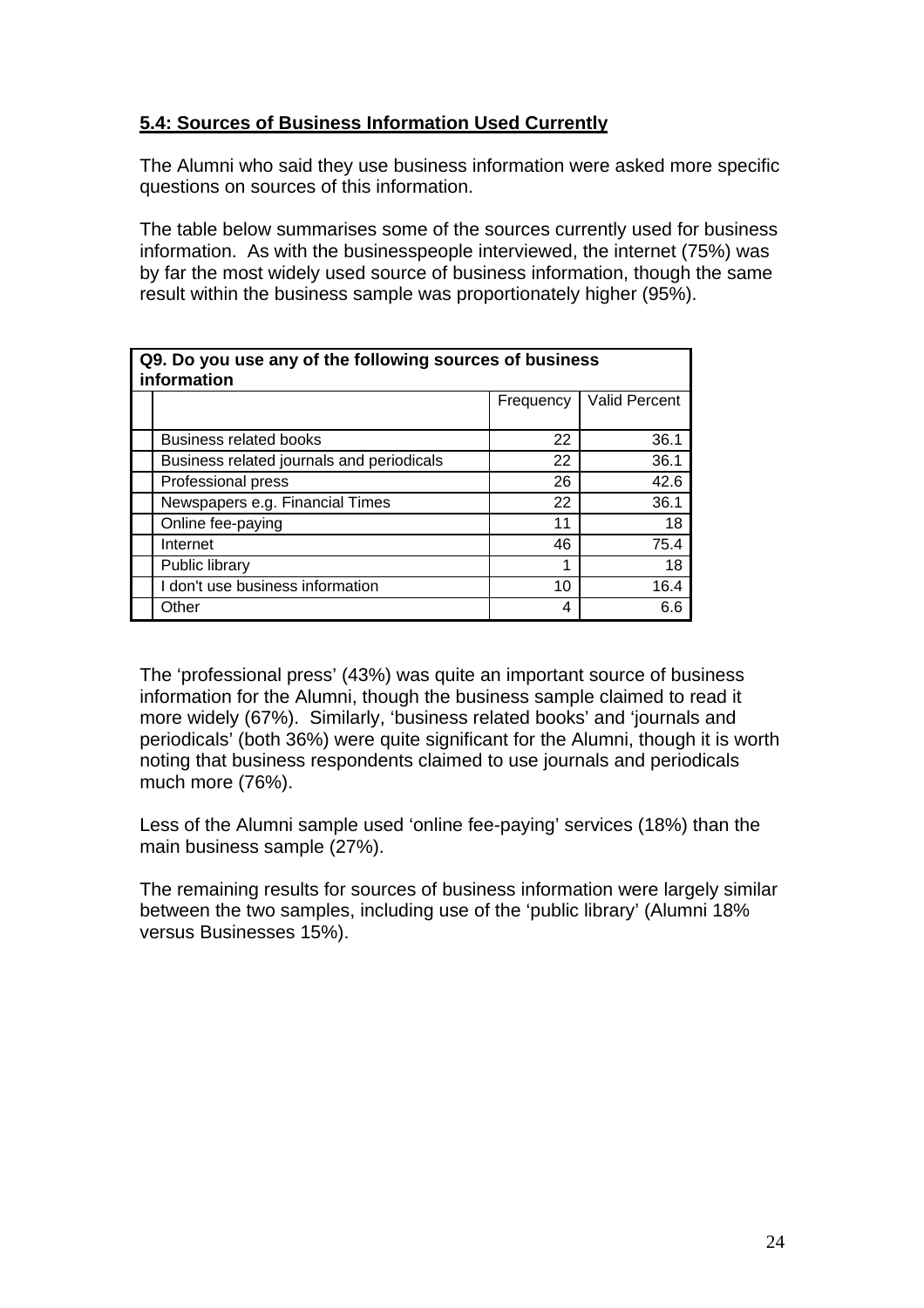**5.4: Sources of Business Information Used Currently**

The Alumni who said they use business information were asked more specific questions on sources of this information.

The table below summarises some of the sources currently used for business information. As with the businesspeople interviewed, the internet (75%) was by far the most widely used source of business information, though the same result within the business sample was proportionately higher (95%).

**Q9. Do you use any of the following sources of business information**

| | | Frequency | Valid Percent |
|---|---|---|---|
| | Business related books | 22 | 36.1 |
| | Business related journals and periodicals | 22 | 36.1 |
| | Professional press | 26 | 42.6 |
| | Newspapers e.g. Financial Times | 22 | 36.1 |
| | Online fee-paying | 11 | 18 |
| | Internet | 46 | 75.4 |
| | Public library | 1 | 18 |
| | I don't use business information | 10 | 16.4 |
| | Other | 4 | 6.6 |

The 'professional press' (43%) was quite an important source of business information for the Alumni, though the business sample claimed to read it more widely (67%). Similarly, 'business related books' and 'journals and periodicals' (both 36%) were quite significant for the Alumni, though it is worth noting that business respondents claimed to use journals and periodicals much more (76%).

Less of the Alumni sample used 'online fee-paying' services (18%) than the main business sample (27%).

The remaining results for sources of business information were largely similar between the two samples, including use of the 'public library' (Alumni 18% versus Businesses 15%).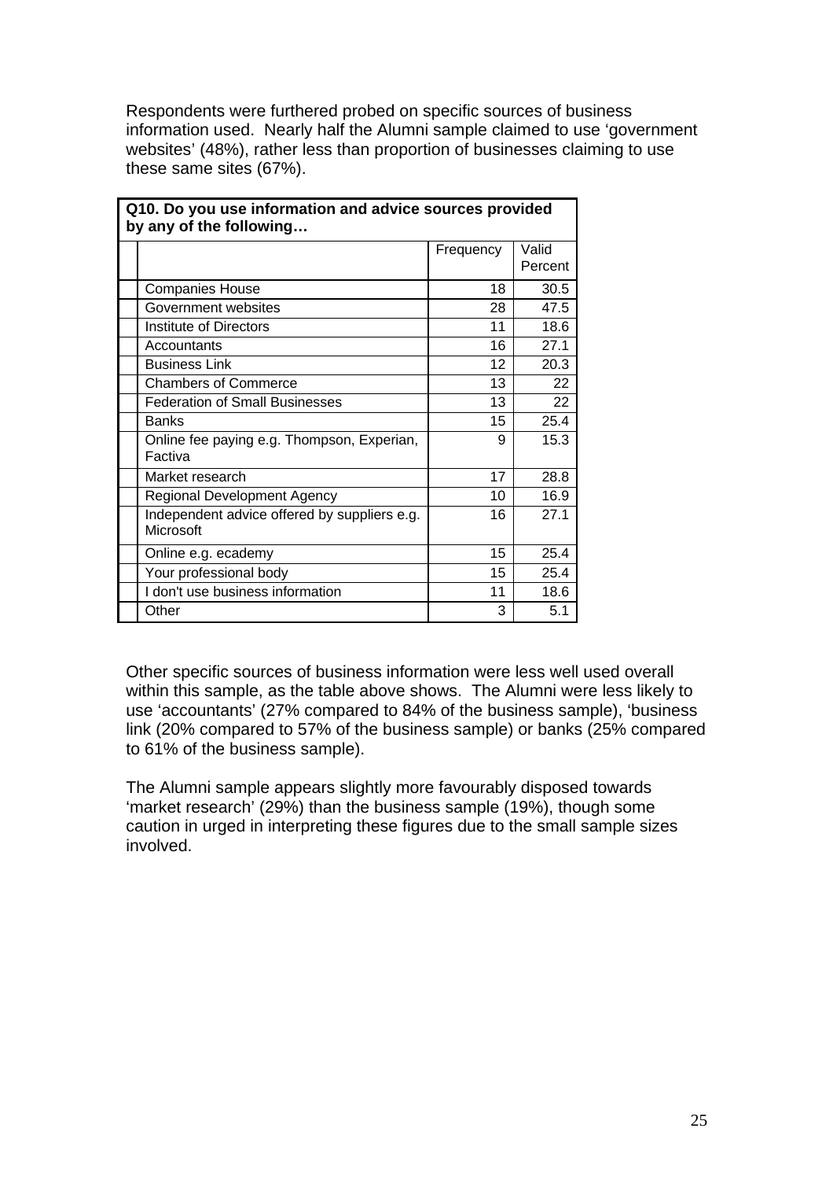Respondents were furthered probed on specific sources of business information used. Nearly half the Alumni sample claimed to use 'government websites' (48%), rather less than proportion of businesses claiming to use these same sites (67%).

**Q10. Do you use information and advice sources provided by any of the following…**

| | Frequency | Valid Percent |
|---|---|---|
| Companies House | 18 | 30.5 |
| Government websites | 28 | 47.5 |
| Institute of Directors | 11 | 18.6 |
| Accountants | 16 | 27.1 |
| Business Link | 12 | 20.3 |
| Chambers of Commerce | 13 | 22 |
| Federation of Small Businesses | 13 | 22 |
| Banks | 15 | 25.4 |
| Online fee paying e.g. Thompson, Experian, Factiva | 9 | 15.3 |
| Market research | 17 | 28.8 |
| Regional Development Agency | 10 | 16.9 |
| Independent advice offered by suppliers e.g. Microsoft | 16 | 27.1 |
| Online e.g. ecademy | 15 | 25.4 |
| Your professional body | 15 | 25.4 |
| I don't use business information | 11 | 18.6 |
| Other | 3 | 5.1 |

Other specific sources of business information were less well used overall within this sample, as the table above shows. The Alumni were less likely to use 'accountants' (27% compared to 84% of the business sample), 'business link (20% compared to 57% of the business sample) or banks (25% compared to 61% of the business sample).

The Alumni sample appears slightly more favourably disposed towards 'market research' (29%) than the business sample (19%), though some caution in urged in interpreting these figures due to the small sample sizes involved.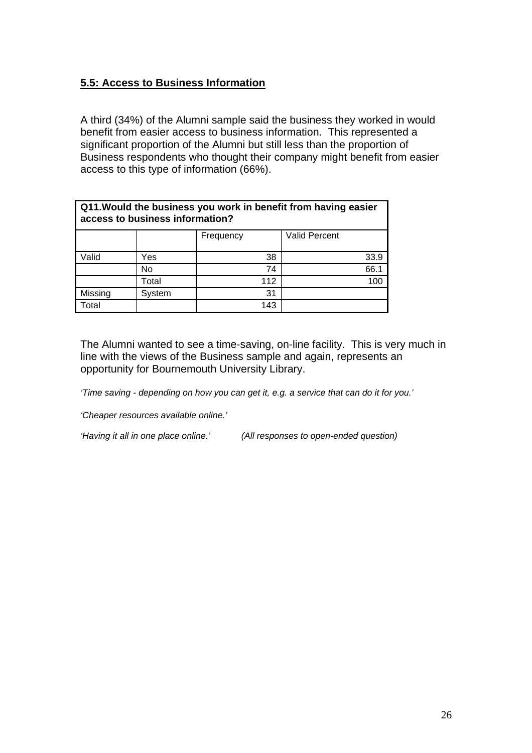## **5.5: Access to Business Information**

A third (34%) of the Alumni sample said the business they worked in would benefit from easier access to business information. This represented a significant proportion of the Alumni but still less than the proportion of Business respondents who thought their company might benefit from easier access to this type of information (66%).

**Q11.Would the business you work in benefit from having easier access to business information?**

| | | Frequency | Valid Percent |
|---|---|---|---|
| Valid | Yes | 38 | 33.9 |
| | No | 74 | 66.1 |
| | Total | 112 | 100 |
| Missing | System | 31 | |
| Total | | 143 | |

The Alumni wanted to see a time-saving, on-line facility. This is very much in line with the views of the Business sample and again, represents an opportunity for Bournemouth University Library.

*'Time saving - depending on how you can get it, e.g. a service that can do it for you.'*

*'Cheaper resources available online.'*

*'Having it all in one place online.'* *(All responses to open-ended question)*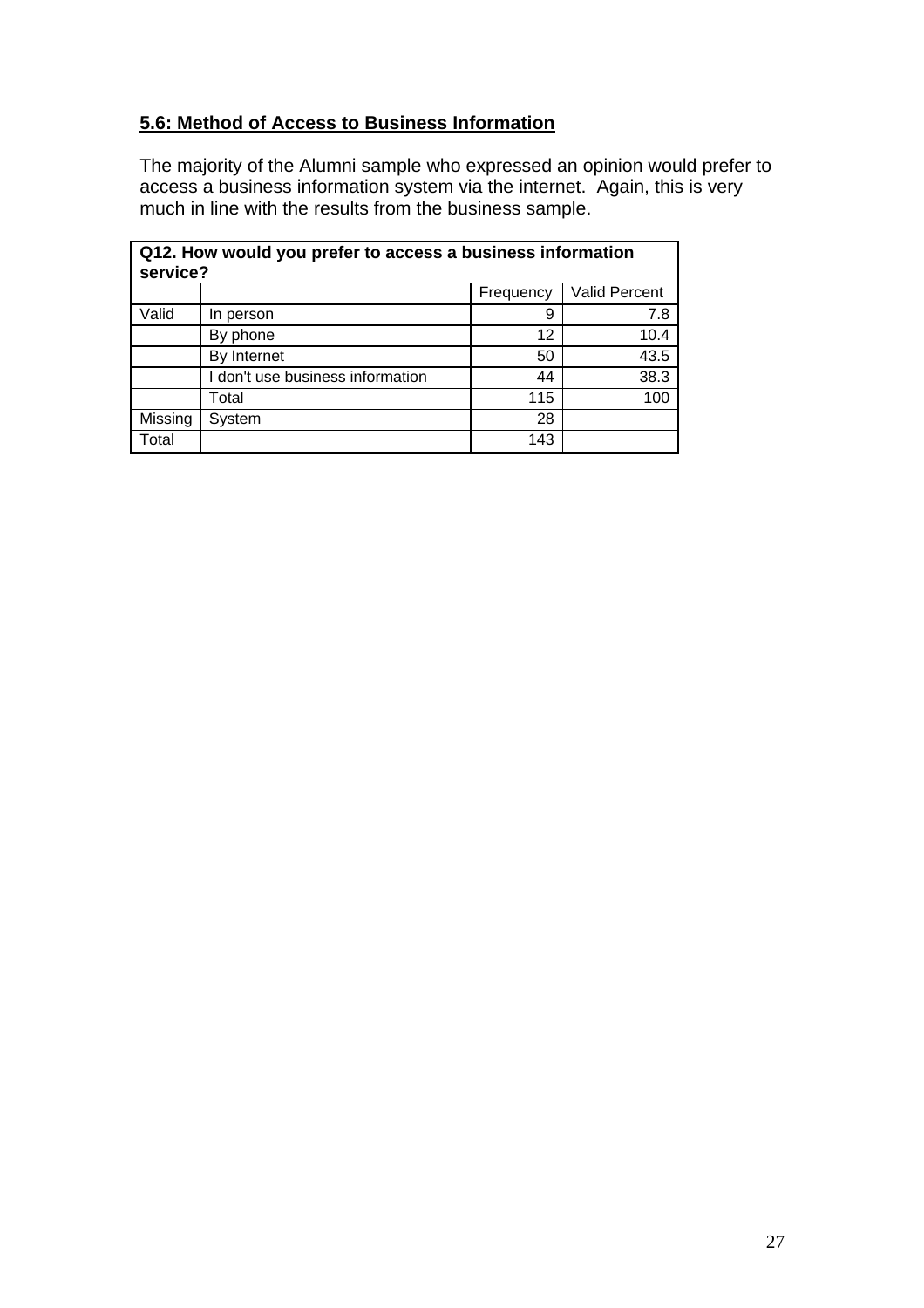## 5.6: Method of Access to Business Information

The majority of the Alumni sample who expressed an opinion would prefer to access a business information system via the internet. Again, this is very much in line with the results from the business sample.

| **Q12. How would you prefer to access a business information service?** | | | |
|---|---|---|---|
| | | Frequency | Valid Percent |
| Valid | In person | 9 | 7.8 |
| | By phone | 12 | 10.4 |
| | By Internet | 50 | 43.5 |
| | I don't use business information | 44 | 38.3 |
| | Total | 115 | 100 |
| Missing | System | 28 | |
| Total | | 143 | |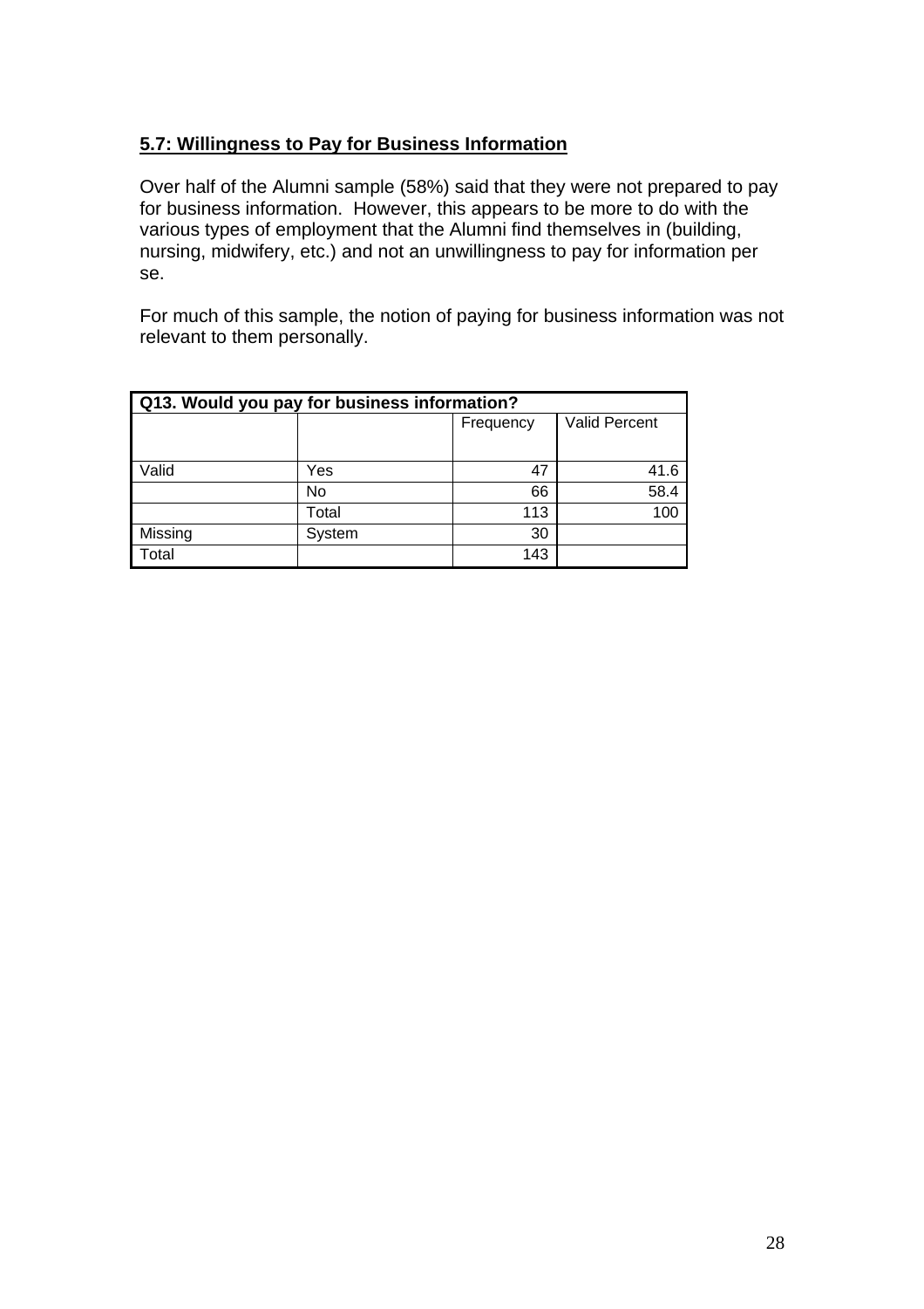## 5.7: Willingness to Pay for Business Information

Over half of the Alumni sample (58%) said that they were not prepared to pay for business information. However, this appears to be more to do with the various types of employment that the Alumni find themselves in (building, nursing, midwifery, etc.) and not an unwillingness to pay for information per se.

For much of this sample, the notion of paying for business information was not relevant to them personally.

| Q13. Would you pay for business information? | | | |
|---|---|---|---|
| | | Frequency | Valid Percent |
| Valid | Yes | 47 | 41.6 |
| | No | 66 | 58.4 |
| | Total | 113 | 100 |
| Missing | System | 30 | |
| Total | | 143 | |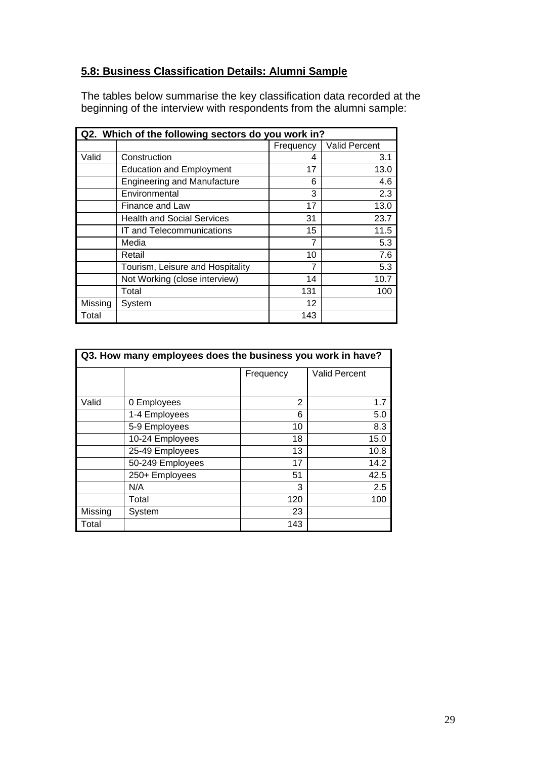## 5.8: Business Classification Details: Alumni Sample

The tables below summarise the key classification data recorded at the beginning of the interview with respondents from the alumni sample:

| Q2. Which of the following sectors do you work in? | | | |
|---|---|---|---|
| | | Frequency | Valid Percent |
| Valid | Construction | 4 | 3.1 |
| | Education and Employment | 17 | 13.0 |
| | Engineering and Manufacture | 6 | 4.6 |
| | Environmental | 3 | 2.3 |
| | Finance and Law | 17 | 13.0 |
| | Health and Social Services | 31 | 23.7 |
| | IT and Telecommunications | 15 | 11.5 |
| | Media | 7 | 5.3 |
| | Retail | 10 | 7.6 |
| | Tourism, Leisure and Hospitality | 7 | 5.3 |
| | Not Working (close interview) | 14 | 10.7 |
| | Total | 131 | 100 |
| Missing | System | 12 | |
| Total | | 143 | |

| Q3. How many employees does the business you work in have? | | | |
|---|---|---|---|
| | | Frequency | Valid Percent |
| Valid | 0 Employees | 2 | 1.7 |
| | 1-4 Employees | 6 | 5.0 |
| | 5-9 Employees | 10 | 8.3 |
| | 10-24 Employees | 18 | 15.0 |
| | 25-49 Employees | 13 | 10.8 |
| | 50-249 Employees | 17 | 14.2 |
| | 250+ Employees | 51 | 42.5 |
| | N/A | 3 | 2.5 |
| | Total | 120 | 100 |
| Missing | System | 23 | |
| Total | | 143 | |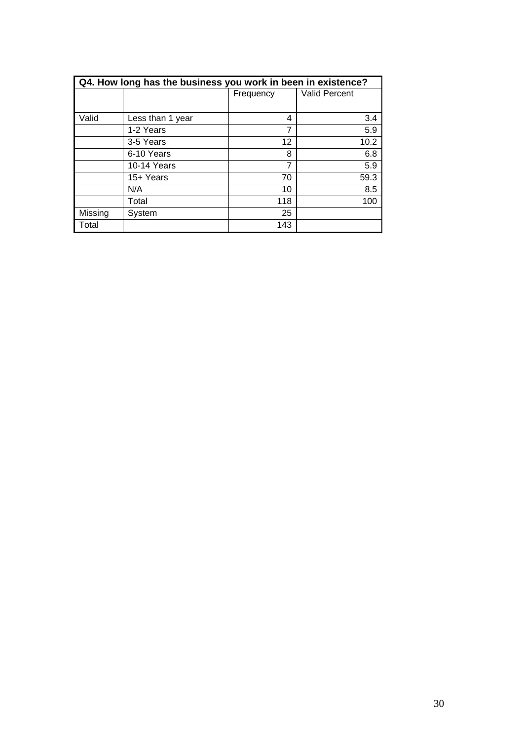**Q4. How long has the business you work in been in existence?**

| | | Frequency | Valid Percent |
|---|---|---|---|
| Valid | Less than 1 year | 4 | 3.4 |
| | 1-2 Years | 7 | 5.9 |
| | 3-5 Years | 12 | 10.2 |
| | 6-10 Years | 8 | 6.8 |
| | 10-14 Years | 7 | 5.9 |
| | 15+ Years | 70 | 59.3 |
| | N/A | 10 | 8.5 |
| | Total | 118 | 100 |
| Missing | System | 25 | |
| Total | | 143 | |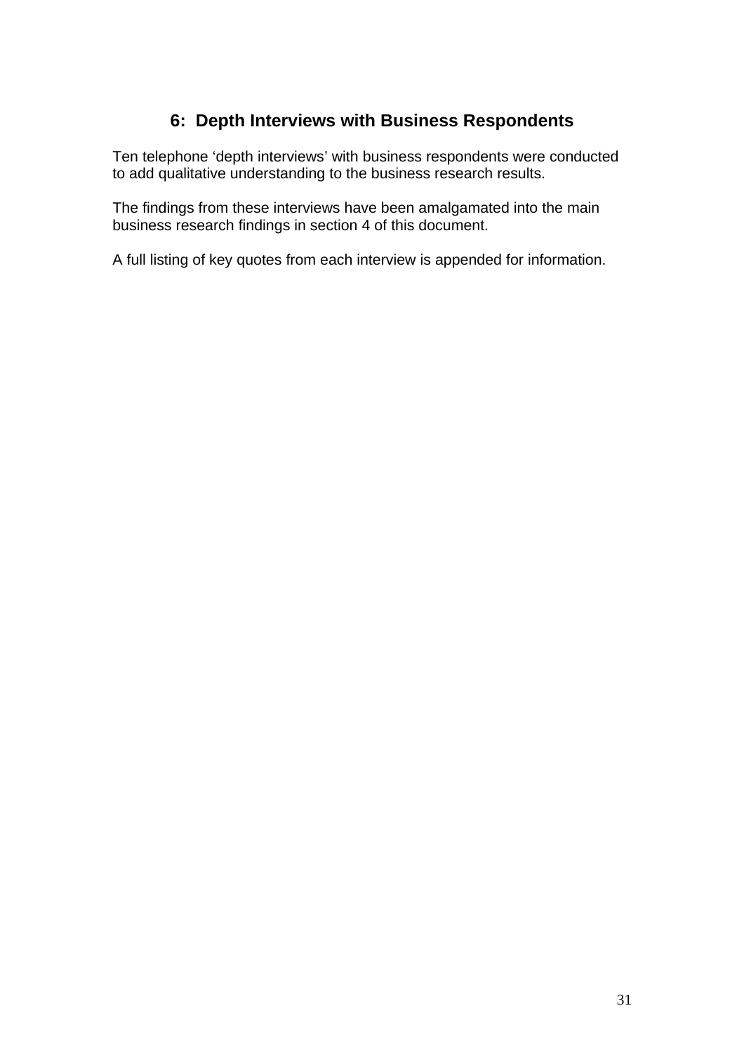## 6: Depth Interviews with Business Respondents

Ten telephone 'depth interviews' with business respondents were conducted to add qualitative understanding to the business research results.

The findings from these interviews have been amalgamated into the main business research findings in section 4 of this document.

A full listing of key quotes from each interview is appended for information.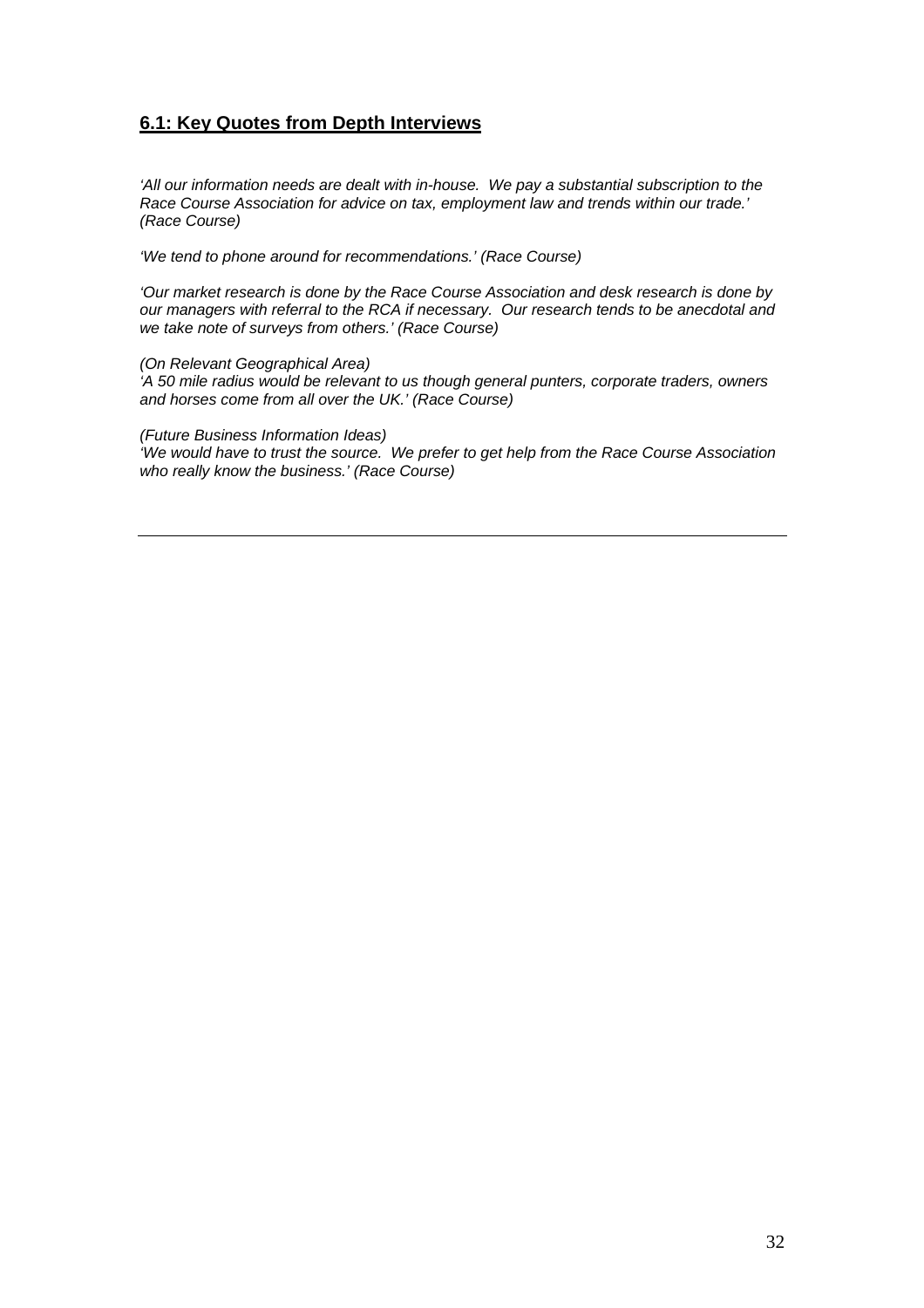## 6.1: Key Quotes from Depth Interviews

*'All our information needs are dealt with in-house. We pay a substantial subscription to the Race Course Association for advice on tax, employment law and trends within our trade.' (Race Course)*

*'We tend to phone around for recommendations.' (Race Course)*

*'Our market research is done by the Race Course Association and desk research is done by our managers with referral to the RCA if necessary. Our research tends to be anecdotal and we take note of surveys from others.' (Race Course)*

*(On Relevant Geographical Area)*
*'A 50 mile radius would be relevant to us though general punters, corporate traders, owners and horses come from all over the UK.' (Race Course)*

*(Future Business Information Ideas)*
*'We would have to trust the source. We prefer to get help from the Race Course Association who really know the business.' (Race Course)*

---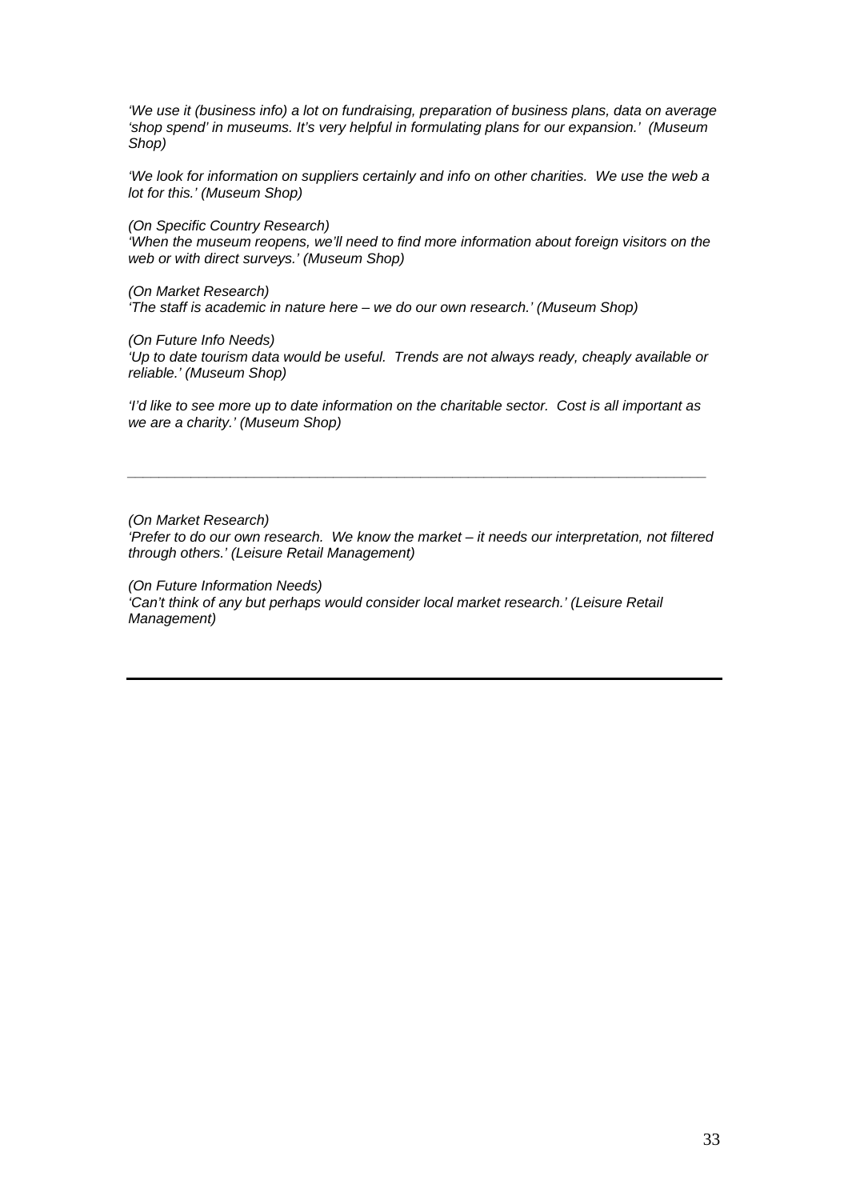*'We use it (business info) a lot on fundraising, preparation of business plans, data on average 'shop spend' in museums. It's very helpful in formulating plans for our expansion.' (Museum Shop)*

*'We look for information on suppliers certainly and info on other charities. We use the web a lot for this.' (Museum Shop)*

*(On Specific Country Research)*
*'When the museum reopens, we'll need to find more information about foreign visitors on the web or with direct surveys.' (Museum Shop)*

*(On Market Research)*
*'The staff is academic in nature here – we do our own research.' (Museum Shop)*

*(On Future Info Needs)*
*'Up to date tourism data would be useful. Trends are not always ready, cheaply available or reliable.' (Museum Shop)*

*'I'd like to see more up to date information on the charitable sector. Cost is all important as we are a charity.' (Museum Shop)*

---

*(On Market Research)*
*'Prefer to do our own research. We know the market – it needs our interpretation, not filtered through others.' (Leisure Retail Management)*

*(On Future Information Needs)*
*'Can't think of any but perhaps would consider local market research.' (Leisure Retail Management)*

---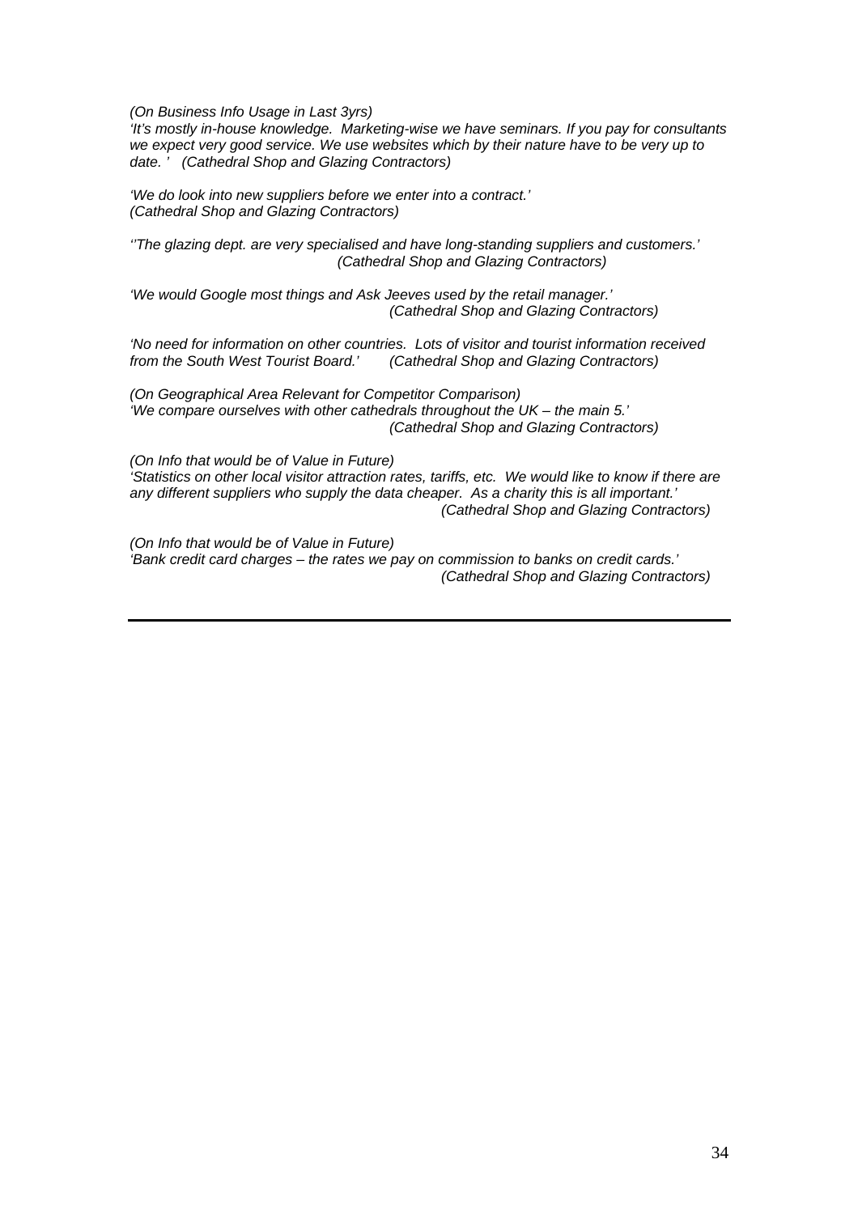*(On Business Info Usage in Last 3yrs)*
*'It's mostly in-house knowledge. Marketing-wise we have seminars. If you pay for consultants we expect very good service. We use websites which by their nature have to be very up to date. ' (Cathedral Shop and Glazing Contractors)*

*'We do look into new suppliers before we enter into a contract.'*
*(Cathedral Shop and Glazing Contractors)*

*''The glazing dept. are very specialised and have long-standing suppliers and customers.'*
*(Cathedral Shop and Glazing Contractors)*

*'We would Google most things and Ask Jeeves used by the retail manager.'*
*(Cathedral Shop and Glazing Contractors)*

*'No need for information on other countries. Lots of visitor and tourist information received from the South West Tourist Board.' (Cathedral Shop and Glazing Contractors)*

*(On Geographical Area Relevant for Competitor Comparison)*
*'We compare ourselves with other cathedrals throughout the UK – the main 5.'*
*(Cathedral Shop and Glazing Contractors)*

*(On Info that would be of Value in Future)*
*'Statistics on other local visitor attraction rates, tariffs, etc. We would like to know if there are any different suppliers who supply the data cheaper. As a charity this is all important.'*
*(Cathedral Shop and Glazing Contractors)*

*(On Info that would be of Value in Future)*
*'Bank credit card charges – the rates we pay on commission to banks on credit cards.'*
*(Cathedral Shop and Glazing Contractors)*

---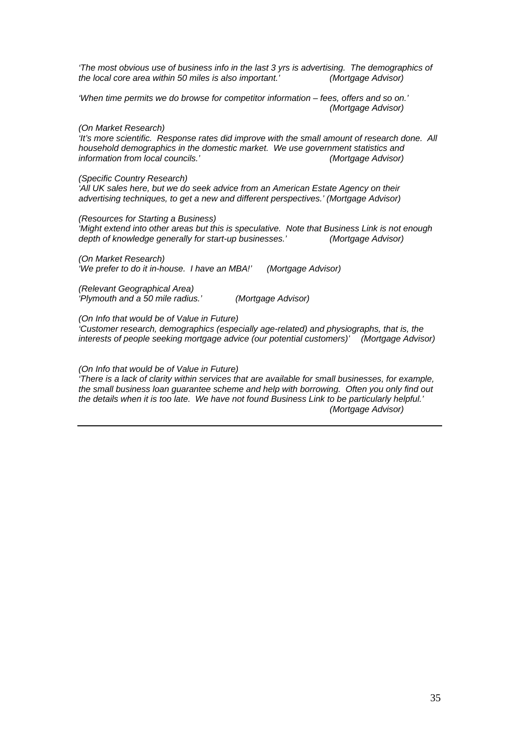*'The most obvious use of business info in the last 3 yrs is advertising. The demographics of the local core area within 50 miles is also important.'* *(Mortgage Advisor)*

*'When time permits we do browse for competitor information – fees, offers and so on.'* *(Mortgage Advisor)*

*(On Market Research)*
*'It's more scientific. Response rates did improve with the small amount of research done. All household demographics in the domestic market. We use government statistics and information from local councils.'* *(Mortgage Advisor)*

*(Specific Country Research)*
*'All UK sales here, but we do seek advice from an American Estate Agency on their advertising techniques, to get a new and different perspectives.' (Mortgage Advisor)*

*(Resources for Starting a Business)*
*'Might extend into other areas but this is speculative. Note that Business Link is not enough depth of knowledge generally for start-up businesses.'* *(Mortgage Advisor)*

*(On Market Research)*
*'We prefer to do it in-house. I have an MBA!'* *(Mortgage Advisor)*

*(Relevant Geographical Area)*
*'Plymouth and a 50 mile radius.'* *(Mortgage Advisor)*

*(On Info that would be of Value in Future)*
*'Customer research, demographics (especially age-related) and physiographs, that is, the interests of people seeking mortgage advice (our potential customers)'* *(Mortgage Advisor)*

*(On Info that would be of Value in Future)*
*'There is a lack of clarity within services that are available for small businesses, for example, the small business loan guarantee scheme and help with borrowing. Often you only find out the details when it is too late. We have not found Business Link to be particularly helpful.'* *(Mortgage Advisor)*

---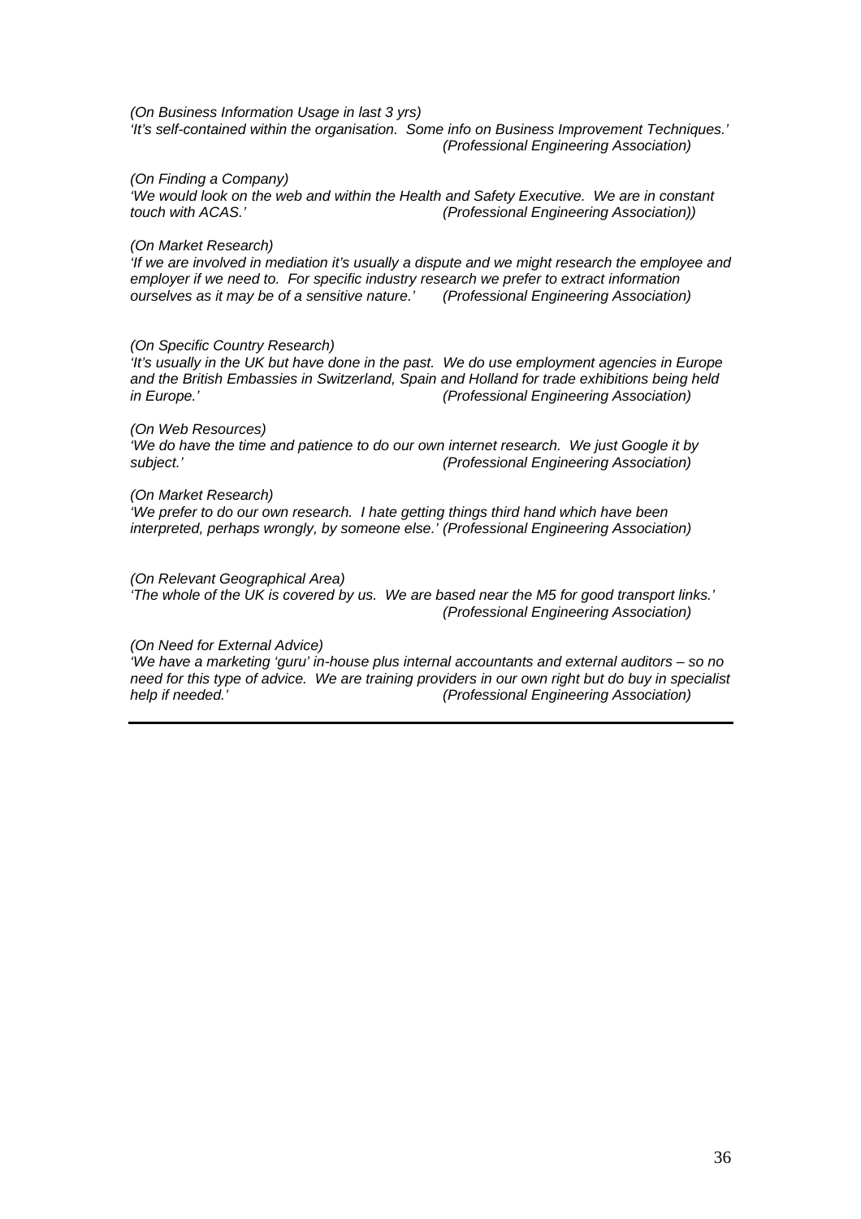*(On Business Information Usage in last 3 yrs)*
*'It's self-contained within the organisation. Some info on Business Improvement Techniques.'* *(Professional Engineering Association)*

*(On Finding a Company)*
*'We would look on the web and within the Health and Safety Executive. We are in constant touch with ACAS.'* *(Professional Engineering Association))*

*(On Market Research)*
*'If we are involved in mediation it's usually a dispute and we might research the employee and employer if we need to. For specific industry research we prefer to extract information ourselves as it may be of a sensitive nature.'* *(Professional Engineering Association)*

*(On Specific Country Research)*
*'It's usually in the UK but have done in the past. We do use employment agencies in Europe and the British Embassies in Switzerland, Spain and Holland for trade exhibitions being held in Europe.'* *(Professional Engineering Association)*

*(On Web Resources)*
*'We do have the time and patience to do our own internet research. We just Google it by subject.'* *(Professional Engineering Association)*

*(On Market Research)*
*'We prefer to do our own research. I hate getting things third hand which have been interpreted, perhaps wrongly, by someone else.'* *(Professional Engineering Association)*

*(On Relevant Geographical Area)*
*'The whole of the UK is covered by us. We are based near the M5 for good transport links.'* *(Professional Engineering Association)*

*(On Need for External Advice)*
*'We have a marketing 'guru' in-house plus internal accountants and external auditors – so no need for this type of advice. We are training providers in our own right but do buy in specialist help if needed.'* *(Professional Engineering Association)*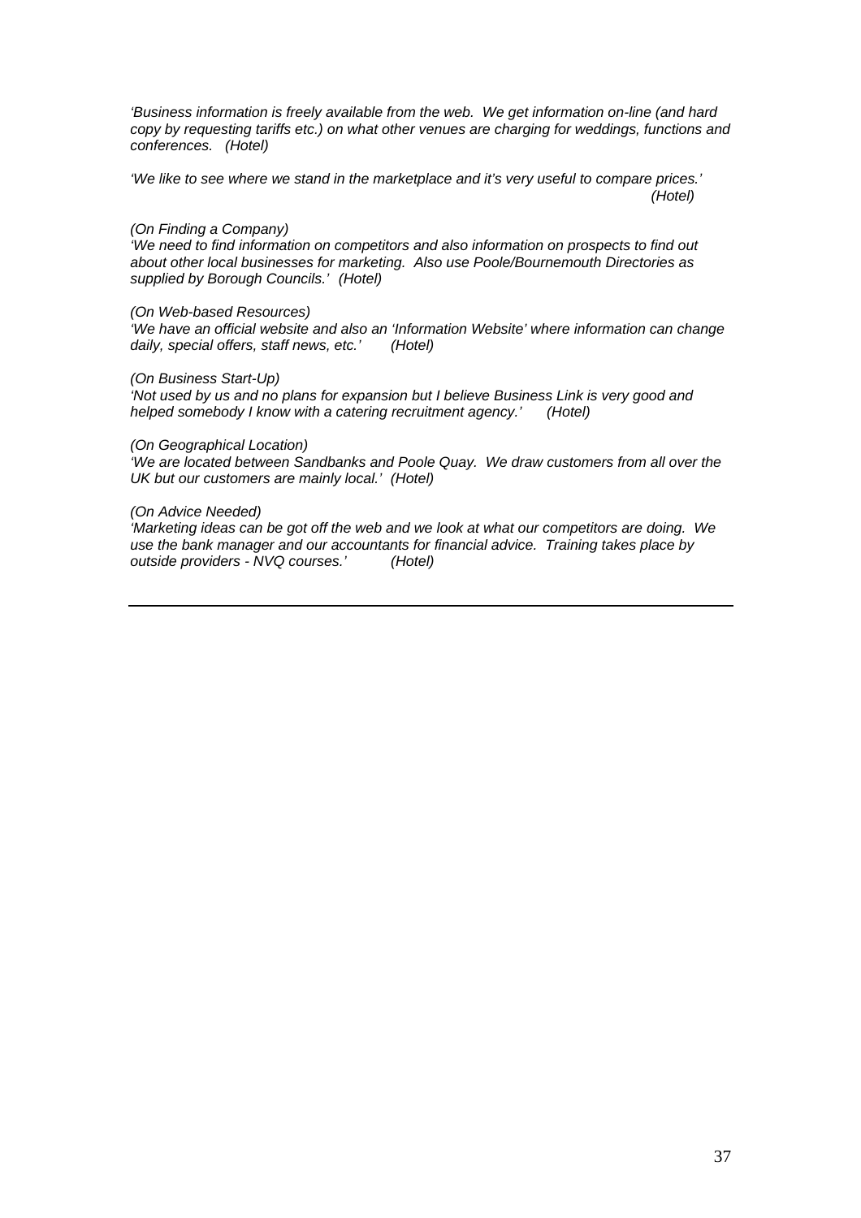*'Business information is freely available from the web. We get information on-line (and hard copy by requesting tariffs etc.) on what other venues are charging for weddings, functions and conferences. (Hotel)*

*'We like to see where we stand in the marketplace and it's very useful to compare prices.' (Hotel)*

*(On Finding a Company)*
*'We need to find information on competitors and also information on prospects to find out about other local businesses for marketing. Also use Poole/Bournemouth Directories as supplied by Borough Councils.' (Hotel)*

*(On Web-based Resources)*
*'We have an official website and also an 'Information Website' where information can change daily, special offers, staff news, etc.' (Hotel)*

*(On Business Start-Up)*
*'Not used by us and no plans for expansion but I believe Business Link is very good and helped somebody I know with a catering recruitment agency.' (Hotel)*

*(On Geographical Location)*
*'We are located between Sandbanks and Poole Quay. We draw customers from all over the UK but our customers are mainly local.' (Hotel)*

*(On Advice Needed)*
*'Marketing ideas can be got off the web and we look at what our competitors are doing. We use the bank manager and our accountants for financial advice. Training takes place by outside providers - NVQ courses.' (Hotel)*

---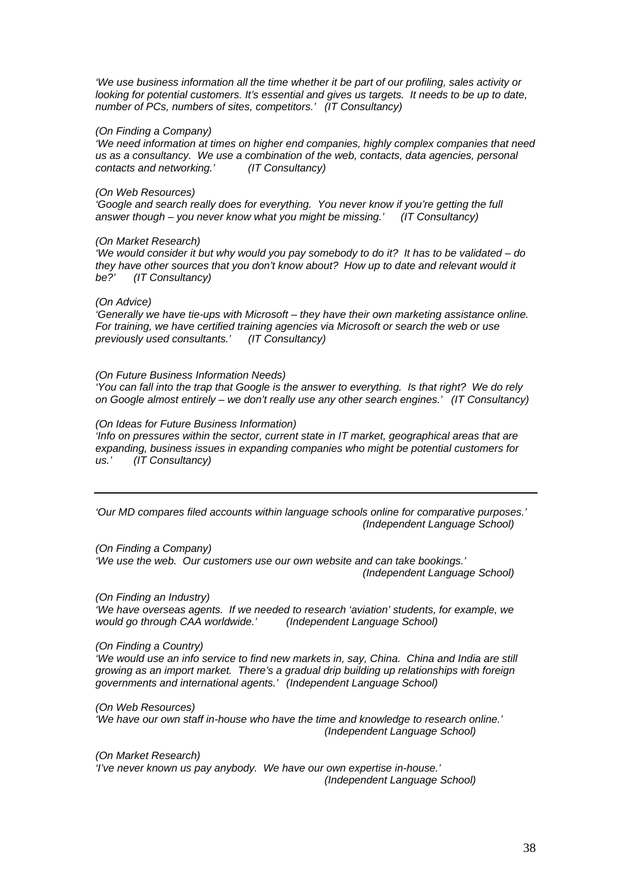*'We use business information all the time whether it be part of our profiling, sales activity or looking for potential customers. It's essential and gives us targets. It needs to be up to date, number of PCs, numbers of sites, competitors.' (IT Consultancy)*

*(On Finding a Company)*
*'We need information at times on higher end companies, highly complex companies that need us as a consultancy. We use a combination of the web, contacts, data agencies, personal contacts and networking.' (IT Consultancy)*

*(On Web Resources)*
*'Google and search really does for everything. You never know if you're getting the full answer though – you never know what you might be missing.' (IT Consultancy)*

*(On Market Research)*
*'We would consider it but why would you pay somebody to do it? It has to be validated – do they have other sources that you don't know about? How up to date and relevant would it be?' (IT Consultancy)*

*(On Advice)*
*'Generally we have tie-ups with Microsoft – they have their own marketing assistance online. For training, we have certified training agencies via Microsoft or search the web or use previously used consultants.' (IT Consultancy)*

*(On Future Business Information Needs)*
*'You can fall into the trap that Google is the answer to everything. Is that right? We do rely on Google almost entirely – we don't really use any other search engines.' (IT Consultancy)*

*(On Ideas for Future Business Information)*
*'Info on pressures within the sector, current state in IT market, geographical areas that are expanding, business issues in expanding companies who might be potential customers for us.' (IT Consultancy)*

---

*'Our MD compares filed accounts within language schools online for comparative purposes.' (Independent Language School)*

*(On Finding a Company)*
*'We use the web. Our customers use our own website and can take bookings.' (Independent Language School)*

*(On Finding an Industry)*
*'We have overseas agents. If we needed to research 'aviation' students, for example, we would go through CAA worldwide.' (Independent Language School)*

*(On Finding a Country)*
*'We would use an info service to find new markets in, say, China. China and India are still growing as an import market. There's a gradual drip building up relationships with foreign governments and international agents.' (Independent Language School)*

*(On Web Resources)*
*'We have our own staff in-house who have the time and knowledge to research online.' (Independent Language School)*

*(On Market Research)*
*'I've never known us pay anybody. We have our own expertise in-house.' (Independent Language School)*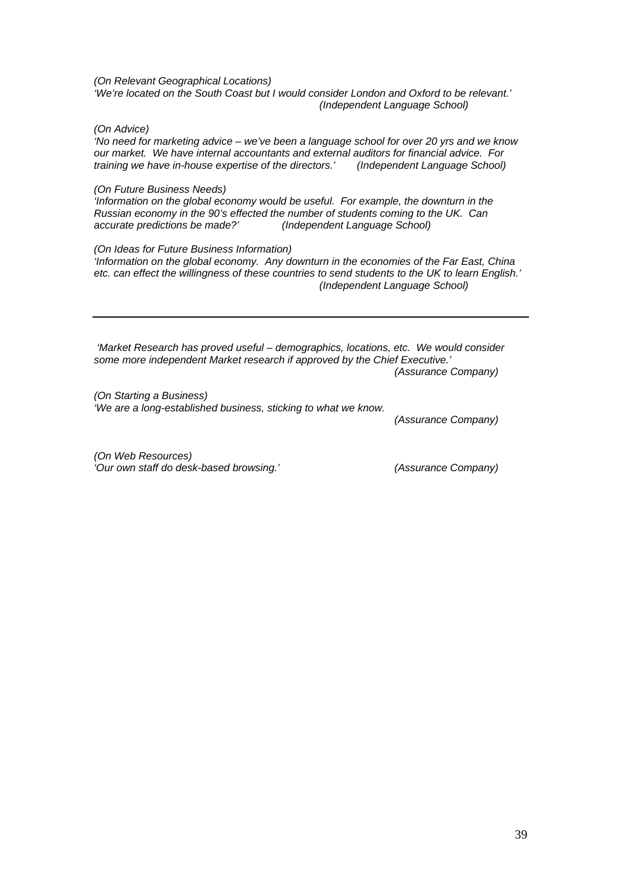*(On Relevant Geographical Locations)*
*'We're located on the South Coast but I would consider London and Oxford to be relevant.'*
*(Independent Language School)*

*(On Advice)*
*'No need for marketing advice – we've been a language school for over 20 yrs and we know our market. We have internal accountants and external auditors for financial advice. For training we have in-house expertise of the directors.'* *(Independent Language School)*

*(On Future Business Needs)*
*'Information on the global economy would be useful. For example, the downturn in the Russian economy in the 90's effected the number of students coming to the UK. Can accurate predictions be made?'* *(Independent Language School)*

*(On Ideas for Future Business Information)*
*'Information on the global economy. Any downturn in the economies of the Far East, China etc. can effect the willingness of these countries to send students to the UK to learn English.'*
*(Independent Language School)*

---

*'Market Research has proved useful – demographics, locations, etc. We would consider some more independent Market research if approved by the Chief Executive.'*
*(Assurance Company)*

*(On Starting a Business)*
*'We are a long-established business, sticking to what we know.*
*(Assurance Company)*

*(On Web Resources)*
*'Our own staff do desk-based browsing.'* *(Assurance Company)*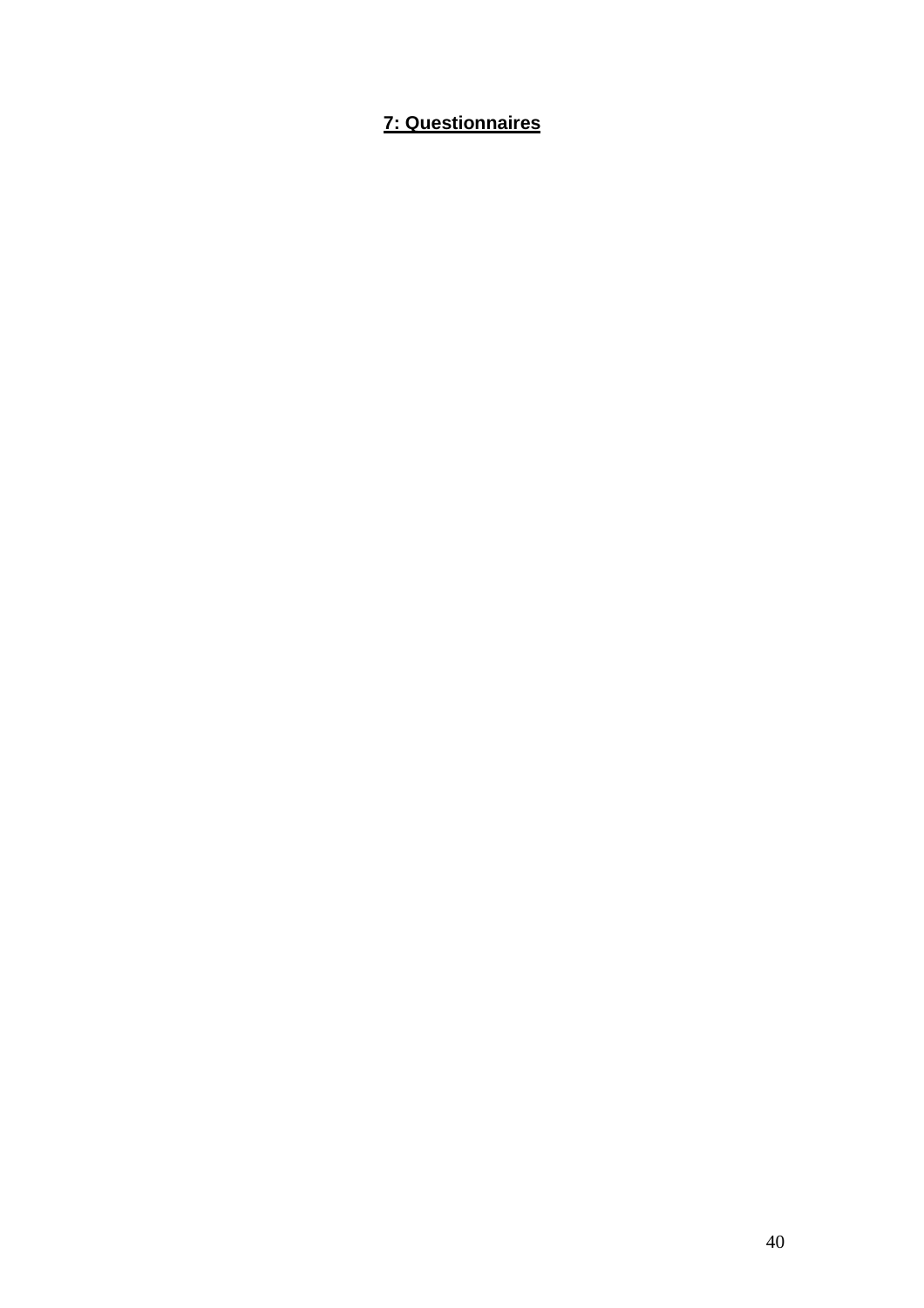## 7: Questionnaires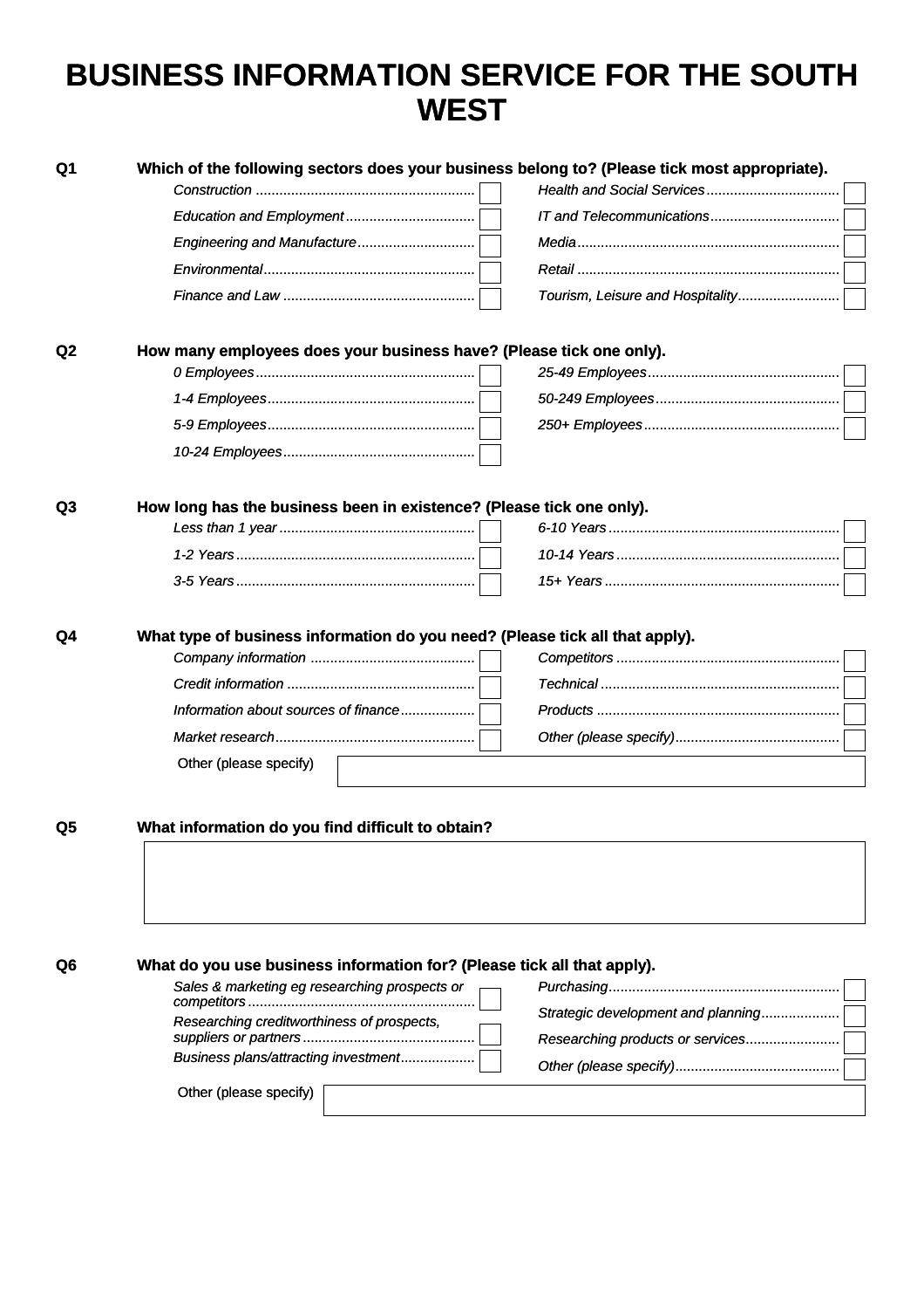# BUSINESS INFORMATION SERVICE FOR THE SOUTH WEST

**Q1 Which of the following sectors does your business belong to? (Please tick most appropriate).**

- *Construction* ☐
- *Education and Employment* ☐
- *Engineering and Manufacture* ☐
- *Environmental* ☐
- *Finance and Law* ☐
- *Health and Social Services* ☐
- *IT and Telecommunications* ☐
- *Media* ☐
- *Retail* ☐
- *Tourism, Leisure and Hospitality* ☐

**Q2 How many employees does your business have? (Please tick one only).**

- *0 Employees* ☐
- *1-4 Employees* ☐
- *5-9 Employees* ☐
- *10-24 Employees* ☐
- *25-49 Employees* ☐
- *50-249 Employees* ☐
- *250+ Employees* ☐

**Q3 How long has the business been in existence? (Please tick one only).**

- *Less than 1 year* ☐
- *1-2 Years* ☐
- *3-5 Years* ☐
- *6-10 Years* ☐
- *10-14 Years* ☐
- *15+ Years* ☐

**Q4 What type of business information do you need? (Please tick all that apply).**

- *Company information* ☐
- *Credit information* ☐
- *Information about sources of finance* ☐
- *Market research* ☐
- *Competitors* ☐
- *Technical* ☐
- *Products* ☐
- *Other (please specify)* ☐

Other (please specify) ____________________

**Q5 What information do you find difficult to obtain?**

____________________

**Q6 What do you use business information for? (Please tick all that apply).**

- *Sales & marketing eg researching prospects or competitors* ☐
- *Researching creditworthiness of prospects, suppliers or partners* ☐
- *Business plans/attracting investment* ☐
- *Purchasing* ☐
- *Strategic development and planning* ☐
- *Researching products or services* ☐
- *Other (please specify)* ☐

Other (please specify) ____________________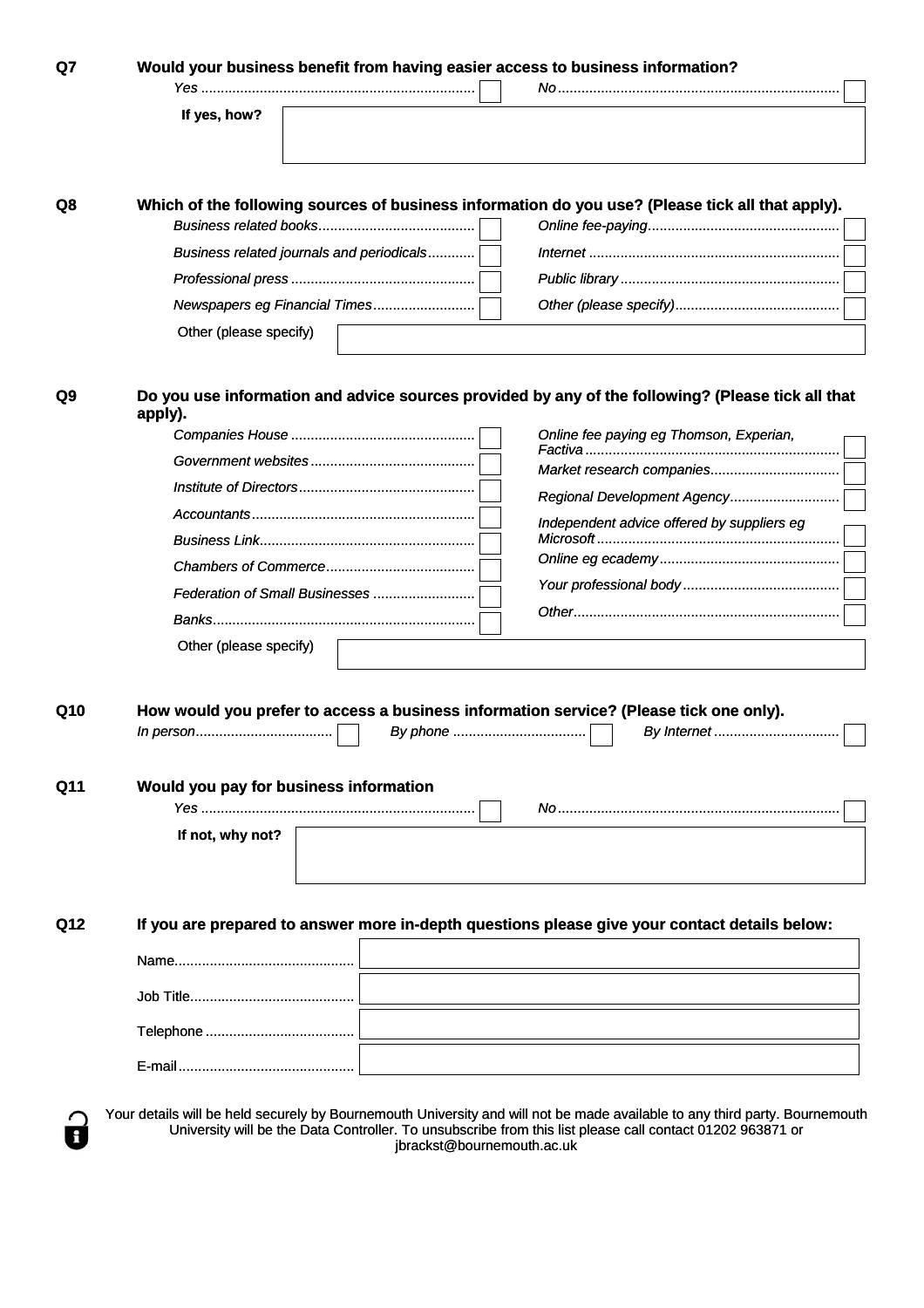**Q7 Would your business benefit from having easier access to business information?**

*Yes* ☐ *No* ☐

**If yes, how?** ______________________

**Q8 Which of the following sources of business information do you use? (Please tick all that apply).**

- *Business related books* ☐
- *Business related journals and periodicals* ☐
- *Professional press* ☐
- *Newspapers eg Financial Times* ☐
- *Online fee-paying* ☐
- *Internet* ☐
- *Public library* ☐
- *Other (please specify)* ☐

Other (please specify) ______________________

**Q9 Do you use information and advice sources provided by any of the following? (Please tick all that apply).**

- *Companies House* ☐
- *Government websites* ☐
- *Institute of Directors* ☐
- *Accountants* ☐
- *Business Link* ☐
- *Chambers of Commerce* ☐
- *Federation of Small Businesses* ☐
- *Banks* ☐
- *Online fee paying eg Thomson, Experian, Factiva* ☐
- *Market research companies* ☐
- *Regional Development Agency* ☐
- *Independent advice offered by suppliers eg Microsoft* ☐
- *Online eg ecademy* ☐
- *Your professional body* ☐
- *Other* ☐

Other (please specify) ______________________

**Q10 How would you prefer to access a business information service? (Please tick one only).**

*In person* ☐ *By phone* ☐ *By Internet* ☐

**Q11 Would you pay for business information**

*Yes* ☐ *No* ☐

**If not, why not?** ______________________

**Q12 If you are prepared to answer more in-depth questions please give your contact details below:**

Name ______________________

Job Title ______________________

Telephone ______________________

E-mail ______________________

Your details will be held securely by Bournemouth University and will not be made available to any third party. Bournemouth University will be the Data Controller. To unsubscribe from this list please call contact 01202 963871 or jbrackst@bournemouth.ac.uk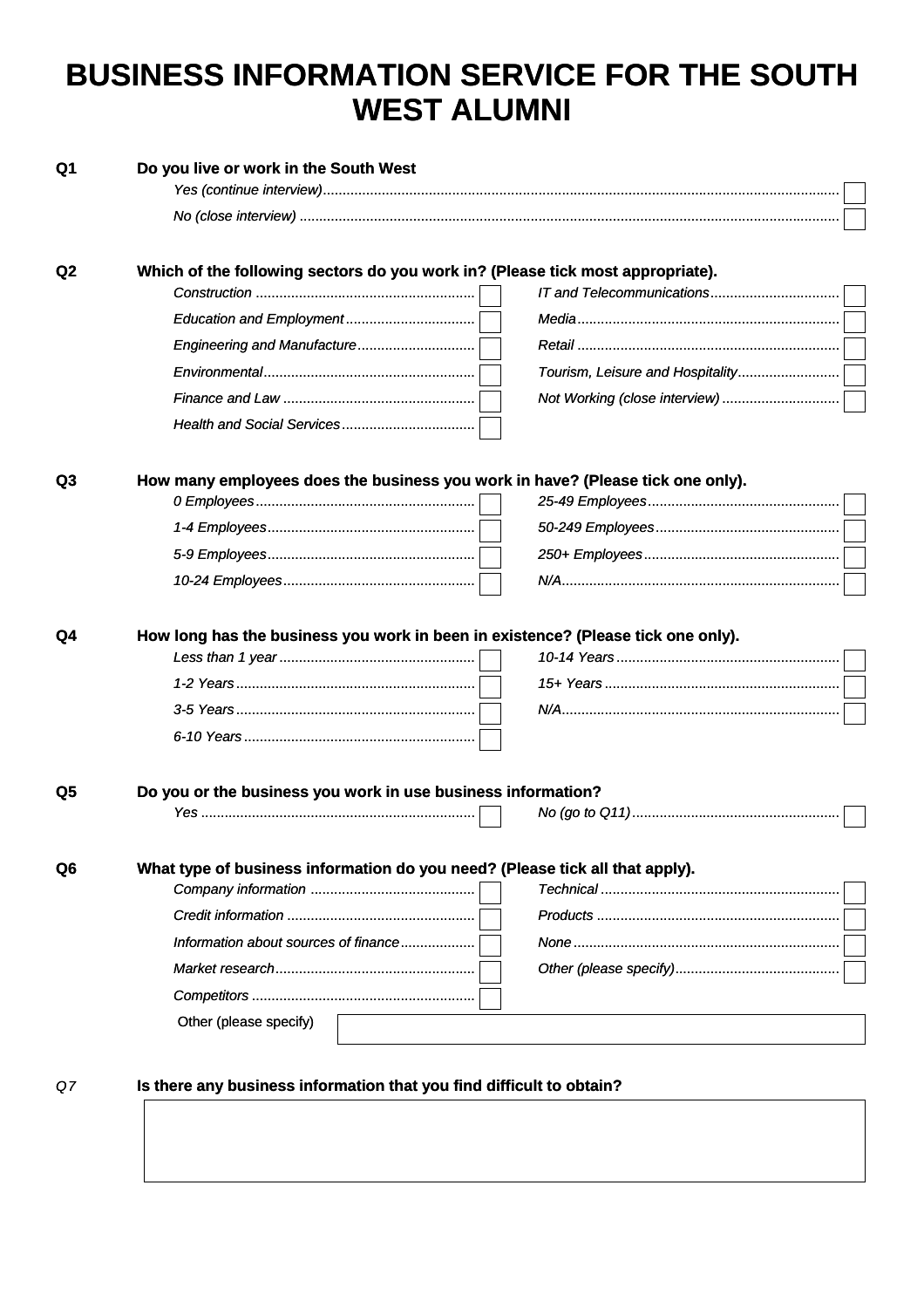# BUSINESS INFORMATION SERVICE FOR THE SOUTH WEST ALUMNI

**Q1 Do you live or work in the South West**

- *Yes (continue interview)*
- *No (close interview)*

**Q2 Which of the following sectors do you work in? (Please tick most appropriate).**

| | |
|---|---|
| *Construction* | *IT and Telecommunications* |
| *Education and Employment* | *Media* |
| *Engineering and Manufacture* | *Retail* |
| *Environmental* | *Tourism, Leisure and Hospitality* |
| *Finance and Law* | *Not Working (close interview)* |
| *Health and Social Services* | |

**Q3 How many employees does the business you work in have? (Please tick one only).**

| | |
|---|---|
| *0 Employees* | *25-49 Employees* |
| *1-4 Employees* | *50-249 Employees* |
| *5-9 Employees* | *250+ Employees* |
| *10-24 Employees* | *N/A* |

**Q4 How long has the business you work in been in existence? (Please tick one only).**

| | |
|---|---|
| *Less than 1 year* | *10-14 Years* |
| *1-2 Years* | *15+ Years* |
| *3-5 Years* | *N/A* |
| *6-10 Years* | |

**Q5 Do you or the business you work in use business information?**

| | |
|---|---|
| *Yes* | *No (go to Q11)* |

**Q6 What type of business information do you need? (Please tick all that apply).**

| | |
|---|---|
| *Company information* | *Technical* |
| *Credit information* | *Products* |
| *Information about sources of finance* | *None* |
| *Market research* | *Other (please specify)* |
| *Competitors* | |

Other (please specify) ______________________

*Q7* **Is there any business information that you find difficult to obtain?**

______________________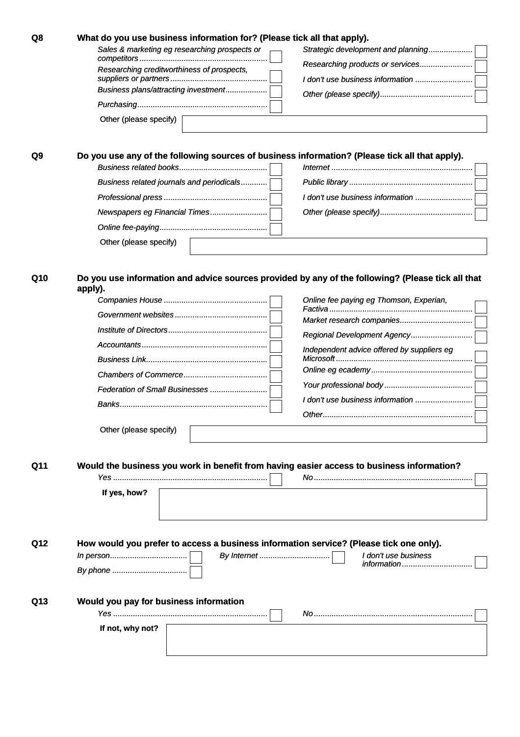**Q8 What do you use business information for? (Please tick all that apply).**

- *Sales & marketing eg researching prospects or competitors* ☐
- *Researching creditworthiness of prospects, suppliers or partners* ☐
- *Business plans/attracting investment* ☐
- *Purchasing* ☐
- *Strategic development and planning* ☐
- *Researching products or services* ☐
- *I don't use business information* ☐
- *Other (please specify)* ☐

Other (please specify) ______________________

**Q9 Do you use any of the following sources of business information? (Please tick all that apply).**

- *Business related books* ☐
- *Business related journals and periodicals* ☐
- *Professional press* ☐
- *Newspapers eg Financial Times* ☐
- *Online fee-paying* ☐
- *Internet* ☐
- *Public library* ☐
- *I don't use business information* ☐
- *Other (please specify)* ☐

Other (please specify) ______________________

**Q10 Do you use information and advice sources provided by any of the following? (Please tick all that apply).**

- *Companies House* ☐
- *Government websites* ☐
- *Institute of Directors* ☐
- *Accountants* ☐
- *Business Link* ☐
- *Chambers of Commerce* ☐
- *Federation of Small Businesses* ☐
- *Banks* ☐
- *Online fee paying eg Thomson, Experian, Factiva* ☐
- *Market research companies* ☐
- *Regional Development Agency* ☐
- *Independent advice offered by suppliers eg Microsoft* ☐
- *Online eg ecademy* ☐
- *Your professional body* ☐
- *I don't use business information* ☐
- *Other* ☐

Other (please specify) ______________________

**Q11 Would the business you work in benefit from having easier access to business information?**

- *Yes* ☐
- *No* ☐

**If yes, how?** ______________________

**Q12 How would you prefer to access a business information service? (Please tick one only).**

- *In person* ☐
- *By phone* ☐
- *By Internet* ☐
- *I don't use business information* ☐

**Q13 Would you pay for business information**

- *Yes* ☐
- *No* ☐

**If not, why not?** ______________________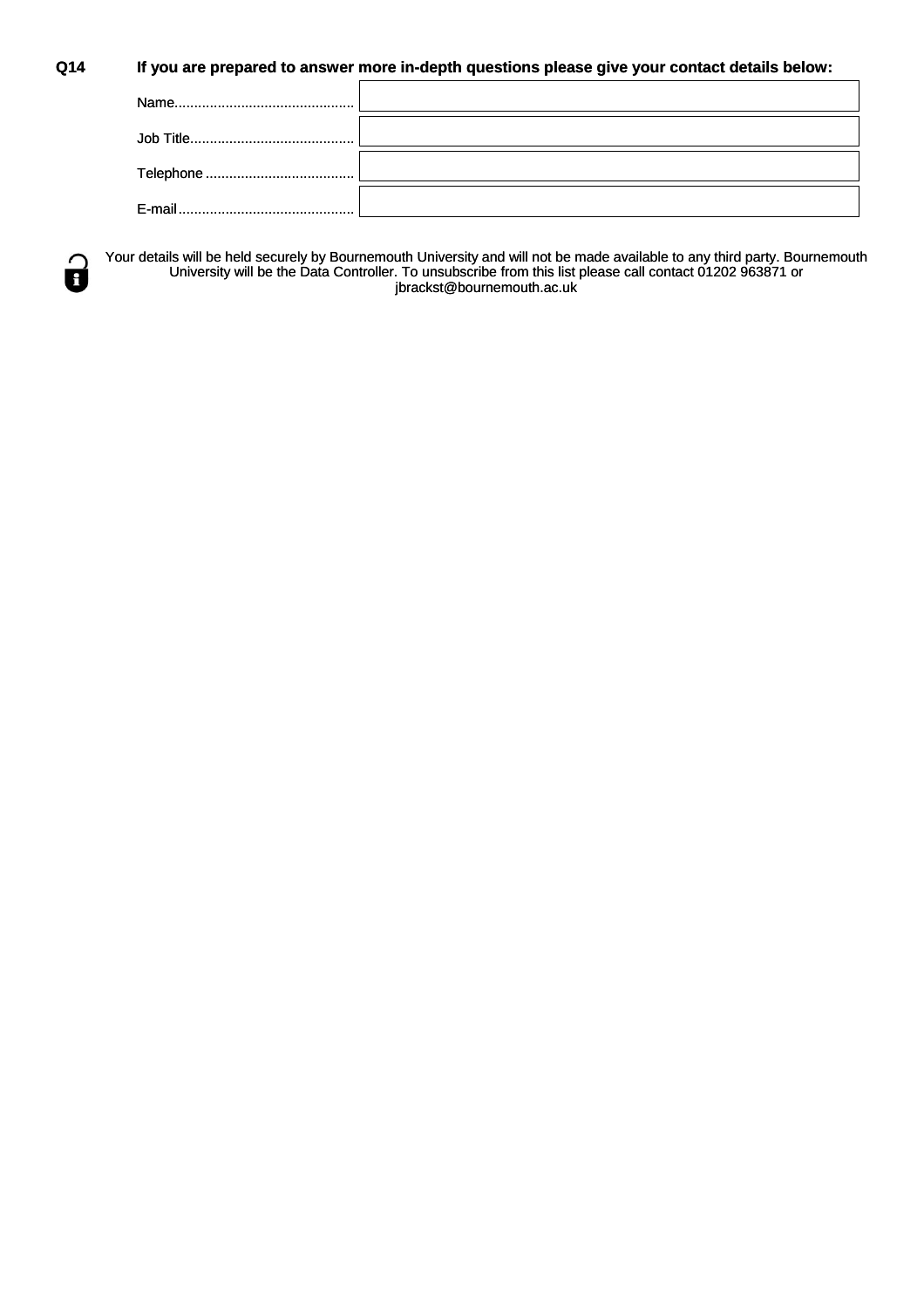**Q14 If you are prepared to answer more in-depth questions please give your contact details below:**

| | |
|---|---|
| Name............................................ | |
| Job Title......................................... | |
| Telephone ..................................... | |
| E-mail............................................ | |

Your details will be held securely by Bournemouth University and will not be made available to any third party. Bournemouth University will be the Data Controller. To unsubscribe from this list please call contact 01202 963871 or jbrackst@bournemouth.ac.uk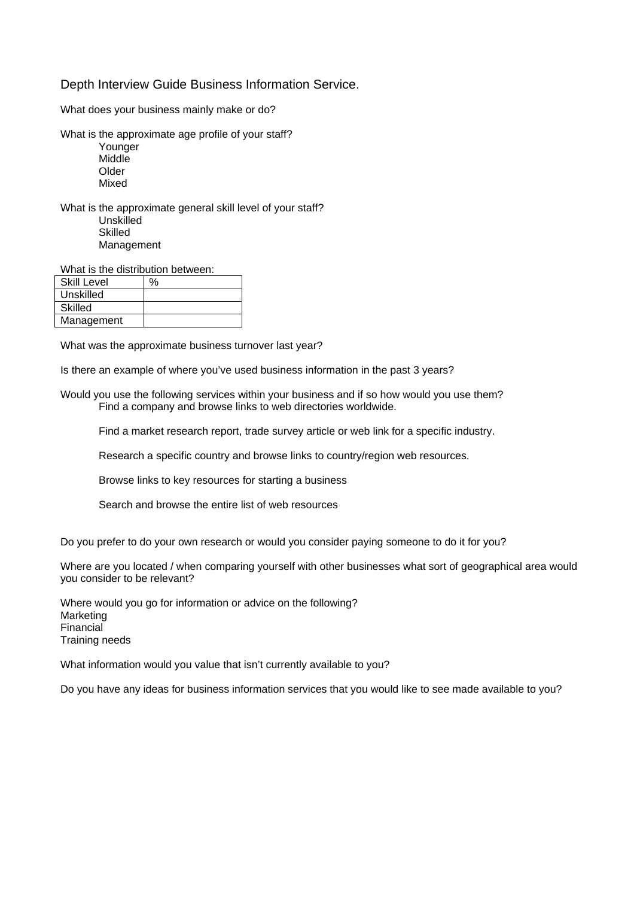# Depth Interview Guide Business Information Service.

What does your business mainly make or do?

What is the approximate age profile of your staff?

- Younger
- Middle
- Older
- Mixed

What is the approximate general skill level of your staff?

- Unskilled
- Skilled
- Management

What is the distribution between:

| Skill Level | % |
|---|---|
| Unskilled | |
| Skilled | |
| Management | |

What was the approximate business turnover last year?

Is there an example of where you've used business information in the past 3 years?

Would you use the following services within your business and if so how would you use them?

- Find a company and browse links to web directories worldwide.
- Find a market research report, trade survey article or web link for a specific industry.
- Research a specific country and browse links to country/region web resources.
- Browse links to key resources for starting a business
- Search and browse the entire list of web resources

Do you prefer to do your own research or would you consider paying someone to do it for you?

Where are you located / when comparing yourself with other businesses what sort of geographical area would you consider to be relevant?

Where would you go for information or advice on the following?
Marketing
Financial
Training needs

What information would you value that isn't currently available to you?

Do you have any ideas for business information services that you would like to see made available to you?